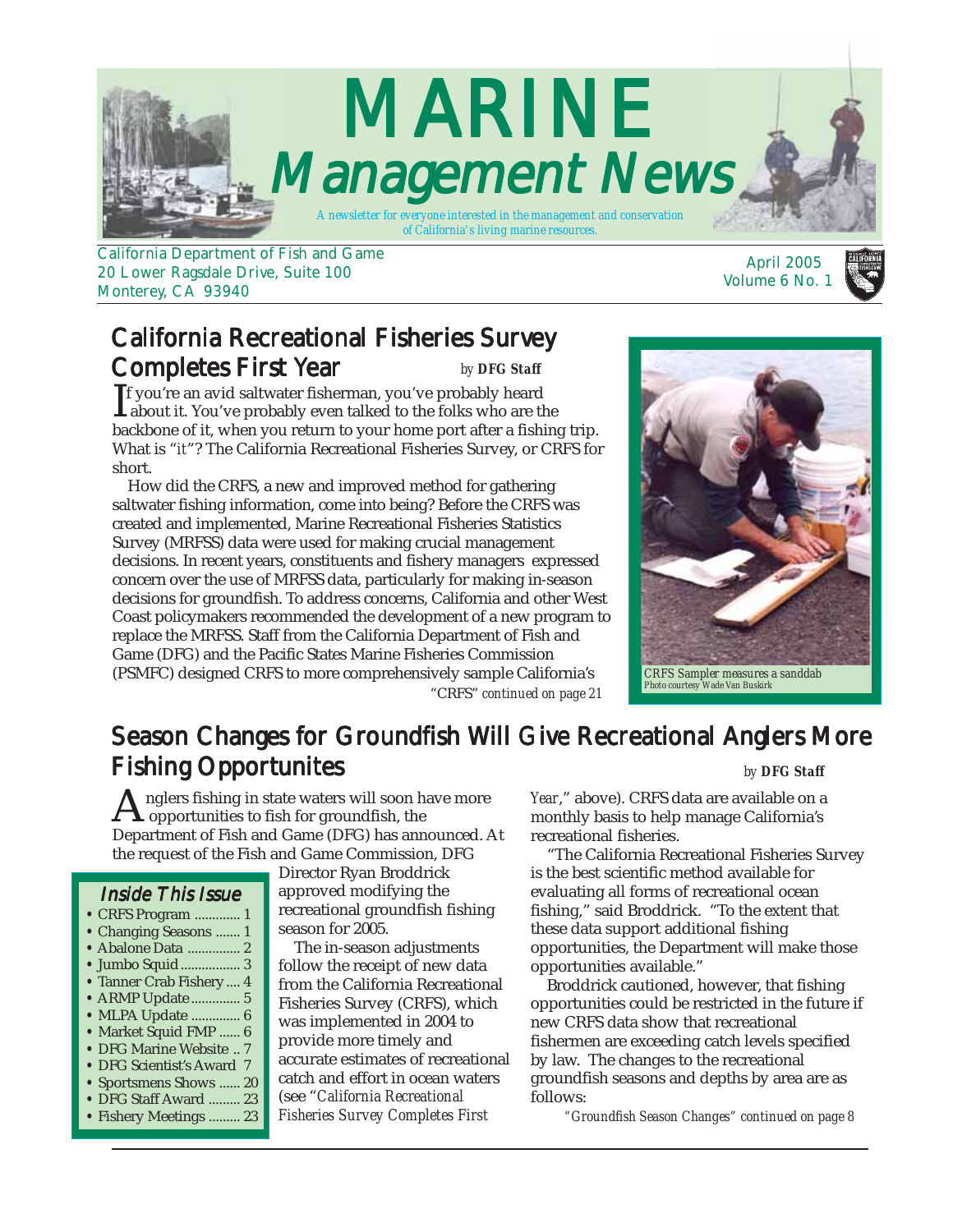# MARINE Management News

*A newsletter for everyone interested in the management and conservation of California's living marine resources.*

California Department of Fish and Game
20 Lower Ragsdale Drive, Suite 100
Monterey, CA 93940

April 2005
Volume 6 No. 1

## California Recreational Fisheries Survey Completes First Year

*by* **DFG Staff**

If you're an avid saltwater fisherman, you've probably heard about it. You've probably even talked to the folks who are the backbone of it, when you return to your home port after a fishing trip. What is "it"? The California Recreational Fisheries Survey, or CRFS for short.

How did the CRFS, a new and improved method for gathering saltwater fishing information, come into being? Before the CRFS was created and implemented, Marine Recreational Fisheries Statistics Survey (MRFSS) data were used for making crucial management decisions. In recent years, constituents and fishery managers expressed concern over the use of MRFSS data, particularly for making in-season decisions for groundfish. To address concerns, California and other West Coast policymakers recommended the development of a new program to replace the MRFSS. Staff from the California Department of Fish and Game (DFG) and the Pacific States Marine Fisheries Commission (PSMFC) designed CRFS to more comprehensively sample California's

*"CRFS" continued on page 21*

CRFS Sampler measures a sanddab
*Photo courtesy Wade Van Buskirk*

## Season Changes for Groundfish Will Give Recreational Anglers More Fishing Opportunites

*by* **DFG Staff**

Anglers fishing in state waters will soon have more opportunities to fish for groundfish, the Department of Fish and Game (DFG) has announced. At the request of the Fish and Game Commission, DFG Director Ryan Broddrick approved modifying the recreational groundfish fishing season for 2005.

The in-season adjustments follow the receipt of new data from the California Recreational Fisheries Survey (CRFS), which was implemented in 2004 to provide more timely and accurate estimates of recreational catch and effort in ocean waters (see "*California Recreational Fisheries Survey Completes First Year*," above). CRFS data are available on a monthly basis to help manage California's recreational fisheries.

"The California Recreational Fisheries Survey is the best scientific method available for evaluating all forms of recreational ocean fishing," said Broddrick. "To the extent that these data support additional fishing opportunities, the Department will make those opportunities available."

Broddrick cautioned, however, that fishing opportunities could be restricted in the future if new CRFS data show that recreational fishermen are exceeding catch levels specified by law. The changes to the recreational groundfish seasons and depths by area are as follows:

*"Groundfish Season Changes" continued on page 8*

### Inside This Issue

- CRFS Program ............. 1
- Changing Seasons ....... 1
- Abalone Data ............... 2
- Jumbo Squid ................. 3
- Tanner Crab Fishery .... 4
- ARMP Update .............. 5
- MLPA Update .............. 6
- Market Squid FMP ...... 6
- DFG Marine Website .. 7
- DFG Scientist's Award 7
- Sportsmens Shows ...... 20
- DFG Staff Award ......... 23
- Fishery Meetings ......... 23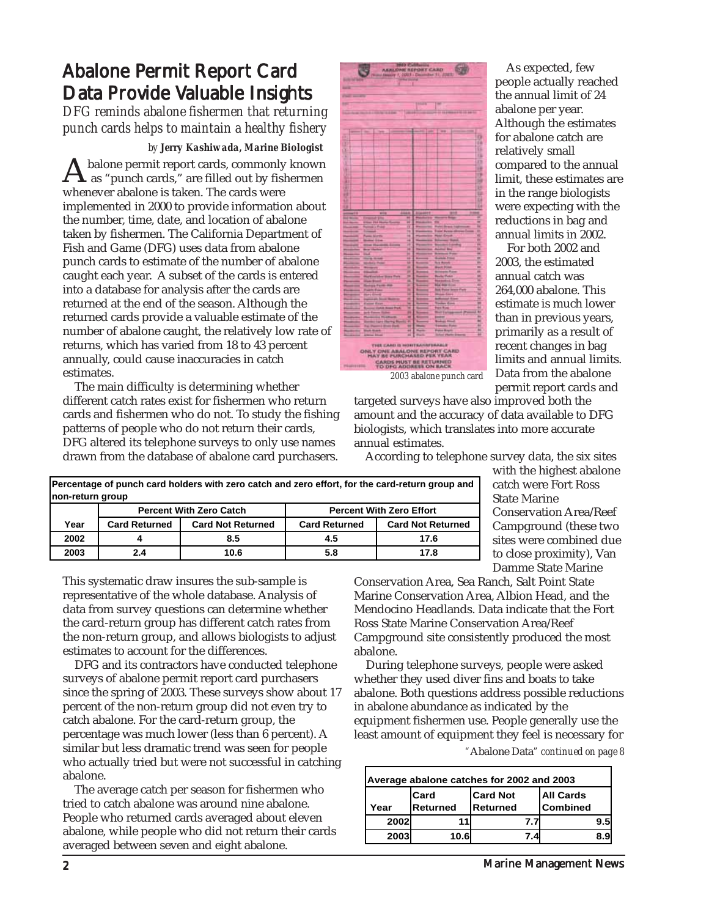# Abalone Permit Report Card Data Provide Valuable Insights

*DFG reminds abalone fishermen that returning punch cards helps to maintain a healthy fishery*

*by* **Jerry Kashiwada, Marine Biologist**

Abalone permit report cards, commonly known as "punch cards," are filled out by fishermen whenever abalone is taken. The cards were implemented in 2000 to provide information about the number, time, date, and location of abalone taken by fishermen. The California Department of Fish and Game (DFG) uses data from abalone punch cards to estimate of the number of abalone caught each year. A subset of the cards is entered into a database for analysis after the cards are returned at the end of the season. Although the returned cards provide a valuable estimate of the number of abalone caught, the relatively low rate of returns, which has varied from 18 to 43 percent annually, could cause inaccuracies in catch estimates.

The main difficulty is determining whether different catch rates exist for fishermen who return cards and fishermen who do not. To study the fishing patterns of people who do not return their cards, DFG altered its telephone surveys to only use names drawn from the database of abalone card purchasers. This systematic draw insures the sub-sample is representative of the whole database. Analysis of data from survey questions can determine whether the card-return group has different catch rates from the non-return group, and allows biologists to adjust estimates to account for the differences.

*2003 abalone punch card*

| Percentage of punch card holders with zero catch and zero effort, for the card-return group and non-return group | | | | |
|---|---|---|---|---|
| | Percent With Zero Catch | | Percent With Zero Effort | |
| Year | Card Returned | Card Not Returned | Card Returned | Card Not Returned |
| 2002 | 4 | 8.5 | 4.5 | 17.6 |
| 2003 | 2.4 | 10.6 | 5.8 | 17.8 |

DFG and its contractors have conducted telephone surveys of abalone permit report card purchasers since the spring of 2003. These surveys show about 17 percent of the non-return group did not even try to catch abalone. For the card-return group, the percentage was much lower (less than 6 percent). A similar but less dramatic trend was seen for people who actually tried but were not successful in catching abalone.

The average catch per season for fishermen who tried to catch abalone was around nine abalone. People who returned cards averaged about eleven abalone, while people who did not return their cards averaged between seven and eight abalone.

As expected, few people actually reached the annual limit of 24 abalone per year. Although the estimates for abalone catch are relatively small compared to the annual limit, these estimates are in the range biologists were expecting with the reductions in bag and annual limits in 2002.

For both 2002 and 2003, the estimated annual catch was 264,000 abalone. This estimate is much lower than in previous years, primarily as a result of recent changes in bag limits and annual limits. Data from the abalone permit report cards and targeted surveys have also improved both the amount and the accuracy of data available to DFG biologists, which translates into more accurate annual estimates.

According to telephone survey data, the six sites with the highest abalone catch were Fort Ross State Marine Conservation Area/Reef Campground (these two sites were combined due to close proximity), Van Damme State Marine Conservation Area, Sea Ranch, Salt Point State Marine Conservation Area, Albion Head, and the Mendocino Headlands. Data indicate that the Fort Ross State Marine Conservation Area/Reef Campground site consistently produced the most abalone.

During telephone surveys, people were asked whether they used diver fins and boats to take abalone. Both questions address possible reductions in abalone abundance as indicated by the equipment fishermen use. People generally use the least amount of equipment they feel is necessary for

*"Abalone Data" continued on page 8*

| Average abalone catches for 2002 and 2003 | | | |
|---|---|---|---|
| Year | Card Returned | Card Not Returned | All Cards Combined |
| 2002 | 11 | 7.7 | 9.5 |
| 2003 | 10.6 | 7.4 | 8.9 |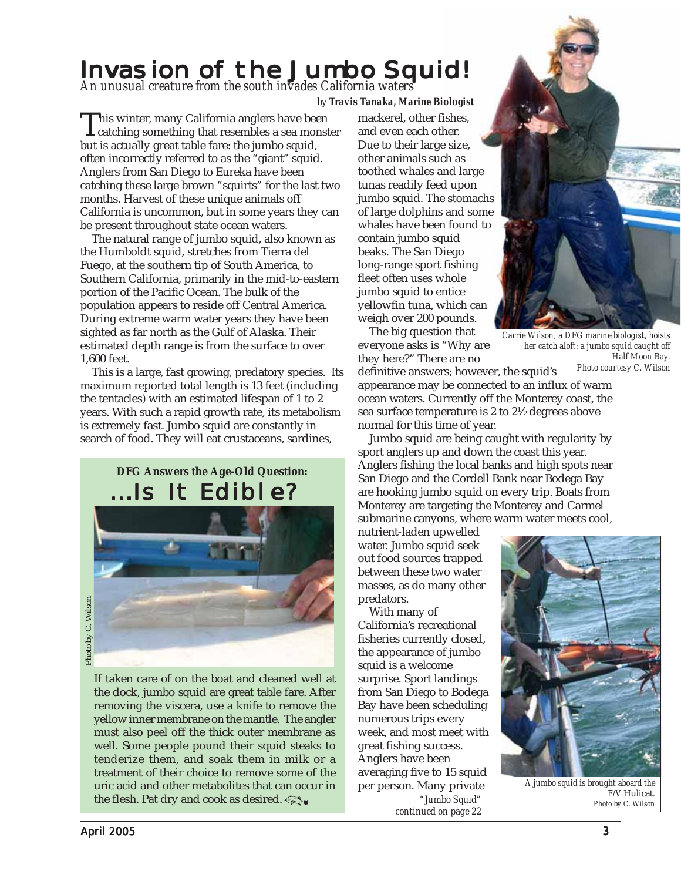# Invasion of the Jumbo Squid!

*An unusual creature from the south invades California waters*

*by* ***Travis Tanaka, Marine Biologist***

This winter, many California anglers have been catching something that resembles a sea monster but is actually great table fare: the jumbo squid, often incorrectly referred to as the "giant" squid. Anglers from San Diego to Eureka have been catching these large brown "squirts" for the last two months. Harvest of these unique animals off California is uncommon, but in some years they can be present throughout state ocean waters.

The natural range of jumbo squid, also known as the Humboldt squid, stretches from Tierra del Fuego, at the southern tip of South America, to Southern California, primarily in the mid-to-eastern portion of the Pacific Ocean. The bulk of the population appears to reside off Central America. During extreme warm water years they have been sighted as far north as the Gulf of Alaska. Their estimated depth range is from the surface to over 1,600 feet.

This is a large, fast growing, predatory species. Its maximum reported total length is 13 feet (including the tentacles) with an estimated lifespan of 1 to 2 years. With such a rapid growth rate, its metabolism is extremely fast. Jumbo squid are constantly in search of food. They will eat crustaceans, sardines, mackerel, other fishes, and even each other. Due to their large size, other animals such as toothed whales and large tunas readily feed upon jumbo squid. The stomachs of large dolphins and some whales have been found to contain jumbo squid beaks. The San Diego long-range sport fishing fleet often uses whole jumbo squid to entice yellowfin tuna, which can weigh over 200 pounds.

*Carrie Wilson, a DFG marine biologist, hoists her catch aloft: a jumbo squid caught off Half Moon Bay. Photo courtesy C. Wilson*

The big question that everyone asks is "Why are they here?" There are no definitive answers; however, the squid's appearance may be connected to an influx of warm ocean waters. Currently off the Monterey coast, the sea surface temperature is 2 to 2½ degrees above normal for this time of year.

Jumbo squid are being caught with regularity by sport anglers up and down the coast this year. Anglers fishing the local banks and high spots near San Diego and the Cordell Bank near Bodega Bay are hooking jumbo squid on every trip. Boats from Monterey are targeting the Monterey and Carmel submarine canyons, where warm water meets cool, nutrient-laden upwelled water. Jumbo squid seek out food sources trapped between these two water masses, as do many other predators.

With many of California's recreational fisheries currently closed, the appearance of jumbo squid is a welcome surprise. Sport landings from San Diego to Bodega Bay have been scheduling numerous trips every week, and most meet with great fishing success. Anglers have been averaging five to 15 squid per person. Many private

*"Jumbo Squid" continued on page 22*

*A jumbo squid is brought aboard the F/V* Hulicat. *Photo by C. Wilson*

---

**DFG Answers the Age-Old Question:**

## ...Is It Edible?

*Photo by C. Wilson*

If taken care of on the boat and cleaned well at the dock, jumbo squid are great table fare. After removing the viscera, use a knife to remove the yellow inner membrane on the mantle. The angler must also peel off the thick outer membrane as well. Some people pound their squid steaks to tenderize them, and soak them in milk or a treatment of their choice to remove some of the uric acid and other metabolites that can occur in the flesh. Pat dry and cook as desired.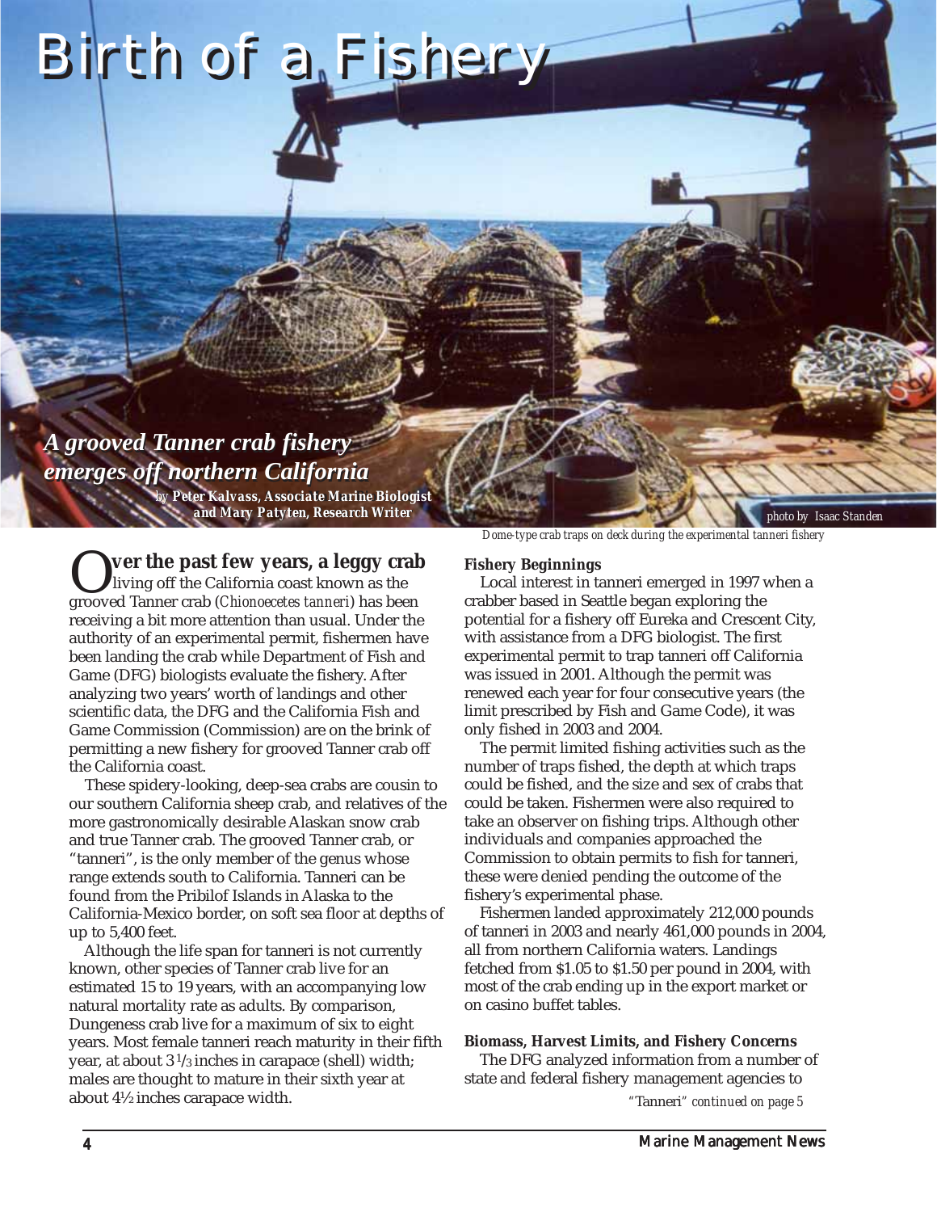# Birth of a Fishery

## *A grooved Tanner crab fishery emerges off northern California*

**by Peter Kalvass, Associate Marine Biologist and Mary Patyten, Research Writer**

photo by Isaac Standen

*Dome-type crab traps on deck during the experimental tanneri fishery*

**Over the past few years, a leggy crab** living off the California coast known as the grooved Tanner crab (*Chionoecetes tanneri*) has been receiving a bit more attention than usual. Under the authority of an experimental permit, fishermen have been landing the crab while Department of Fish and Game (DFG) biologists evaluate the fishery. After analyzing two years' worth of landings and other scientific data, the DFG and the California Fish and Game Commission (Commission) are on the brink of permitting a new fishery for grooved Tanner crab off the California coast.

These spidery-looking, deep-sea crabs are cousin to our southern California sheep crab, and relatives of the more gastronomically desirable Alaskan snow crab and true Tanner crab. The grooved Tanner crab, or "tanneri", is the only member of the genus whose range extends south to California. Tanneri can be found from the Pribilof Islands in Alaska to the California-Mexico border, on soft sea floor at depths of up to 5,400 feet.

Although the life span for tanneri is not currently known, other species of Tanner crab live for an estimated 15 to 19 years, with an accompanying low natural mortality rate as adults. By comparison, Dungeness crab live for a maximum of six to eight years. Most female tanneri reach maturity in their fifth year, at about 3 1/3 inches in carapace (shell) width; males are thought to mature in their sixth year at about 4½ inches carapace width.

### Fishery Beginnings

Local interest in tanneri emerged in 1997 when a crabber based in Seattle began exploring the potential for a fishery off Eureka and Crescent City, with assistance from a DFG biologist. The first experimental permit to trap tanneri off California was issued in 2001. Although the permit was renewed each year for four consecutive years (the limit prescribed by Fish and Game Code), it was only fished in 2003 and 2004.

The permit limited fishing activities such as the number of traps fished, the depth at which traps could be fished, and the size and sex of crabs that could be taken. Fishermen were also required to take an observer on fishing trips. Although other individuals and companies approached the Commission to obtain permits to fish for tanneri, these were denied pending the outcome of the fishery's experimental phase.

Fishermen landed approximately 212,000 pounds of tanneri in 2003 and nearly 461,000 pounds in 2004, all from northern California waters. Landings fetched from $1.05 to $1.50 per pound in 2004, with most of the crab ending up in the export market or on casino buffet tables.

### Biomass, Harvest Limits, and Fishery Concerns

The DFG analyzed information from a number of state and federal fishery management agencies to

*"Tanneri" continued on page 5*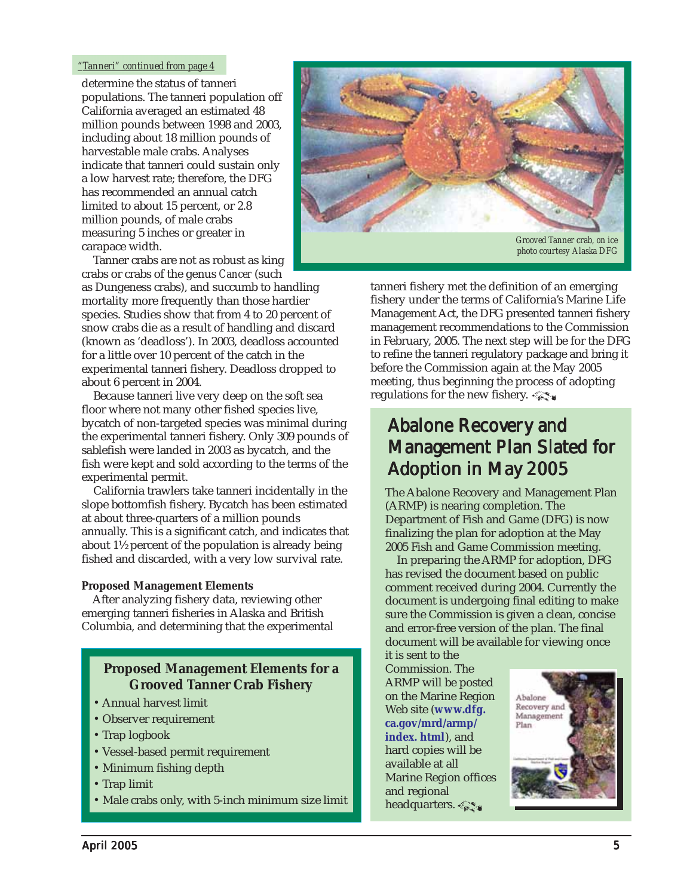*"Tanneri" continued from page 4*

determine the status of tanneri populations. The tanneri population off California averaged an estimated 48 million pounds between 1998 and 2003, including about 18 million pounds of harvestable male crabs. Analyses indicate that tanneri could sustain only a low harvest rate; therefore, the DFG has recommended an annual catch limited to about 15 percent, or 2.8 million pounds, of male crabs measuring 5 inches or greater in carapace width.

Tanner crabs are not as robust as king crabs or crabs of the genus *Cancer* (such as Dungeness crabs), and succumb to handling mortality more frequently than those hardier species. Studies show that from 4 to 20 percent of snow crabs die as a result of handling and discard (known as 'deadloss'). In 2003, deadloss accounted for a little over 10 percent of the catch in the experimental tanneri fishery. Deadloss dropped to about 6 percent in 2004.

Because tanneri live very deep on the soft sea floor where not many other fished species live, bycatch of non-targeted species was minimal during the experimental tanneri fishery. Only 309 pounds of sablefish were landed in 2003 as bycatch, and the fish were kept and sold according to the terms of the experimental permit.

California trawlers take tanneri incidentally in the slope bottomfish fishery. Bycatch has been estimated at about three-quarters of a million pounds annually. This is a significant catch, and indicates that about 1½ percent of the population is already being fished and discarded, with a very low survival rate.

**Proposed Management Elements**

After analyzing fishery data, reviewing other emerging tanneri fisheries in Alaska and British Columbia, and determining that the experimental tanneri fishery met the definition of an emerging fishery under the terms of California's Marine Life Management Act, the DFG presented tanneri fishery management recommendations to the Commission in February, 2005. The next step will be for the DFG to refine the tanneri regulatory package and bring it before the Commission again at the May 2005 meeting, thus beginning the process of adopting regulations for the new fishery.

*Grooved Tanner crab, on ice*
*photo courtesy Alaska DFG*

### Proposed Management Elements for a Grooved Tanner Crab Fishery

- Annual harvest limit
- Observer requirement
- Trap logbook
- Vessel-based permit requirement
- Minimum fishing depth
- Trap limit
- Male crabs only, with 5-inch minimum size limit

## Abalone Recovery and Management Plan Slated for Adoption in May 2005

The Abalone Recovery and Management Plan (ARMP) is nearing completion. The Department of Fish and Game (DFG) is now finalizing the plan for adoption at the May 2005 Fish and Game Commission meeting.

In preparing the ARMP for adoption, DFG has revised the document based on public comment received during 2004. Currently the document is undergoing final editing to make sure the Commission is given a clean, concise and error-free version of the plan. The final document will be available for viewing once it is sent to the Commission. The ARMP will be posted on the Marine Region Web site (**www.dfg.ca.gov/mrd/armp/index.html**), and hard copies will be available at all Marine Region offices and regional headquarters.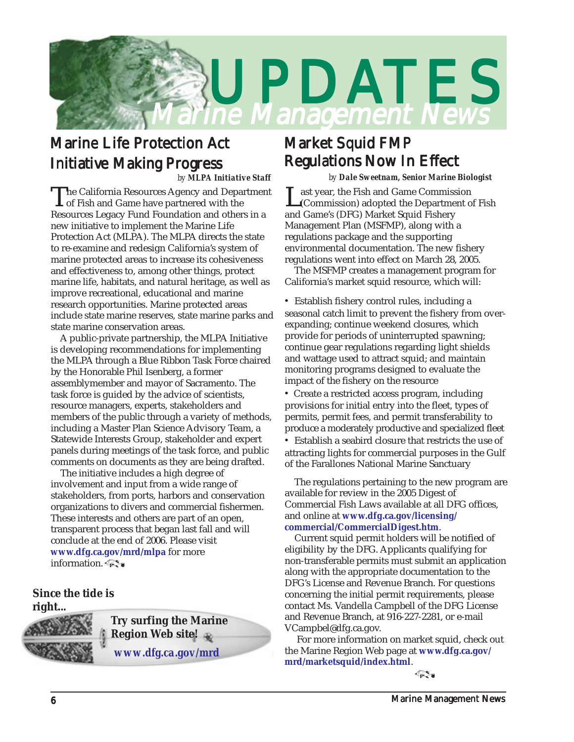# UPDATES
## Marine Management News

## Marine Life Protection Act Initiative Making Progress

*by* ***MLPA Initiative Staff***

The California Resources Agency and Department of Fish and Game have partnered with the Resources Legacy Fund Foundation and others in a new initiative to implement the Marine Life Protection Act (MLPA). The MLPA directs the state to re-examine and redesign California's system of marine protected areas to increase its cohesiveness and effectiveness to, among other things, protect marine life, habitats, and natural heritage, as well as improve recreational, educational and marine research opportunities. Marine protected areas include state marine reserves, state marine parks and state marine conservation areas.

A public-private partnership, the MLPA Initiative is developing recommendations for implementing the MLPA through a Blue Ribbon Task Force chaired by the Honorable Phil Isenberg, a former assemblymember and mayor of Sacramento. The task force is guided by the advice of scientists, resource managers, experts, stakeholders and members of the public through a variety of methods, including a Master Plan Science Advisory Team, a Statewide Interests Group, stakeholder and expert panels during meetings of the task force, and public comments on documents as they are being drafted.

The initiative includes a high degree of involvement and input from a wide range of stakeholders, from ports, harbors and conservation organizations to divers and commercial fishermen. These interests and others are part of an open, transparent process that began last fall and will conclude at the end of 2006. Please visit **www.dfg.ca.gov/mrd/mlpa** for more information.

**Since the tide is right...**

**Try surfing the Marine Region Web site!**

**www.dfg.ca.gov/mrd**

## Market Squid FMP Regulations Now In Effect

*by* ***Dale Sweetnam, Senior Marine Biologist***

Last year, the Fish and Game Commission (Commission) adopted the Department of Fish and Game's (DFG) Market Squid Fishery Management Plan (MSFMP), along with a regulations package and the supporting environmental documentation. The new fishery regulations went into effect on March 28, 2005.

The MSFMP creates a management program for California's market squid resource, which will:

- Establish fishery control rules, including a seasonal catch limit to prevent the fishery from over-expanding; continue weekend closures, which provide for periods of uninterrupted spawning; continue gear regulations regarding light shields and wattage used to attract squid; and maintain monitoring programs designed to evaluate the impact of the fishery on the resource
- Create a restricted access program, including provisions for initial entry into the fleet, types of permits, permit fees, and permit transferability to produce a moderately productive and specialized fleet
- Establish a seabird closure that restricts the use of attracting lights for commercial purposes in the Gulf of the Farallones National Marine Sanctuary

The regulations pertaining to the new program are available for review in the 2005 Digest of Commercial Fish Laws available at all DFG offices, and online at **www.dfg.ca.gov/licensing/commercial/CommercialDigest.htm**.

Current squid permit holders will be notified of eligibility by the DFG. Applicants qualifying for non-transferable permits must submit an application along with the appropriate documentation to the DFG's License and Revenue Branch. For questions concerning the initial permit requirements, please contact Ms. Vandella Campbell of the DFG License and Revenue Branch, at 916-227-2281, or e-mail VCampbel@dfg.ca.gov.

For more information on market squid, check out the Marine Region Web page at **www.dfg.ca.gov/mrd/marketsquid/index.html**.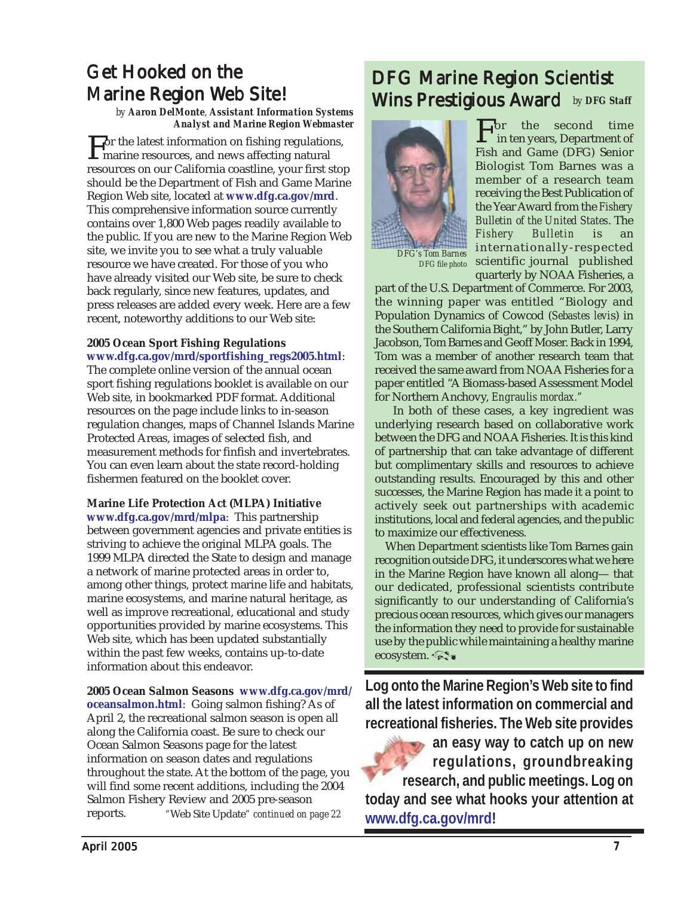# Get Hooked on the Marine Region Web Site!

*by* ***Aaron DelMonte**, **Assistant Information Systems Analyst and Marine Region Webmaster***

For the latest information on fishing regulations, marine resources, and news affecting natural resources on our California coastline, your first stop should be the Department of Fish and Game Marine Region Web site, located at **www.dfg.ca.gov/mrd**. This comprehensive information source currently contains over 1,800 Web pages readily available to the public. If you are new to the Marine Region Web site, we invite you to see what a truly valuable resource we have created. For those of you who have already visited our Web site, be sure to check back regularly, since new features, updates, and press releases are added every week. Here are a few recent, noteworthy additions to our Web site:

**2005 Ocean Sport Fishing Regulations**
**www.dfg.ca.gov/mrd/sportfishing_regs2005.html**: The complete online version of the annual ocean sport fishing regulations booklet is available on our Web site, in bookmarked PDF format. Additional resources on the page include links to in-season regulation changes, maps of Channel Islands Marine Protected Areas, images of selected fish, and measurement methods for finfish and invertebrates. You can even learn about the state record-holding fishermen featured on the booklet cover.

**Marine Life Protection Act (MLPA) Initiative**
**www.dfg.ca.gov/mrd/mlpa**: This partnership between government agencies and private entities is striving to achieve the original MLPA goals. The 1999 MLPA directed the State to design and manage a network of marine protected areas in order to, among other things, protect marine life and habitats, marine ecosystems, and marine natural heritage, as well as improve recreational, educational and study opportunities provided by marine ecosystems. This Web site, which has been updated substantially within the past few weeks, contains up-to-date information about this endeavor.

**2005 Ocean Salmon Seasons** **www.dfg.ca.gov/mrd/oceansalmon.html**: Going salmon fishing? As of April 2, the recreational salmon season is open all along the California coast. Be sure to check our Ocean Salmon Seasons page for the latest information on season dates and regulations throughout the state. At the bottom of the page, you will find some recent additions, including the 2004 Salmon Fishery Review and 2005 pre-season reports.

"Web Site Update" *continued on page 22*

# DFG Marine Region Scientist Wins Prestigious Award

*by* **DFG Staff**

DFG's Tom Barnes
*DFG file photo*

For the second time in ten years, Department of Fish and Game (DFG) Senior Biologist Tom Barnes was a member of a research team receiving the Best Publication of the Year Award from the *Fishery Bulletin of the United States*. The *Fishery Bulletin* is an internationally-respected scientific journal published quarterly by NOAA Fisheries, a part of the U.S. Department of Commerce. For 2003, the winning paper was entitled "Biology and Population Dynamics of Cowcod (*Sebastes levis*) in the Southern California Bight," by John Butler, Larry Jacobson, Tom Barnes and Geoff Moser. Back in 1994, Tom was a member of another research team that received the same award from NOAA Fisheries for a paper entitled "A Biomass-based Assessment Model for Northern Anchovy, *Engraulis mordax*."

In both of these cases, a key ingredient was underlying research based on collaborative work between the DFG and NOAA Fisheries. It is this kind of partnership that can take advantage of different but complimentary skills and resources to achieve outstanding results. Encouraged by this and other successes, the Marine Region has made it a point to actively seek out partnerships with academic institutions, local and federal agencies, and the public to maximize our effectiveness.

When Department scientists like Tom Barnes gain recognition outside DFG, it underscores what we here in the Marine Region have known all along— that our dedicated, professional scientists contribute significantly to our understanding of California's precious ocean resources, which gives our managers the information they need to provide for sustainable use by the public while maintaining a healthy marine ecosystem.

**Log onto the Marine Region's Web site to find all the latest information on commercial and recreational fisheries. The Web site provides an easy way to catch up on new regulations, groundbreaking research, and public meetings. Log on today and see what hooks your attention at www.dfg.ca.gov/mrd!**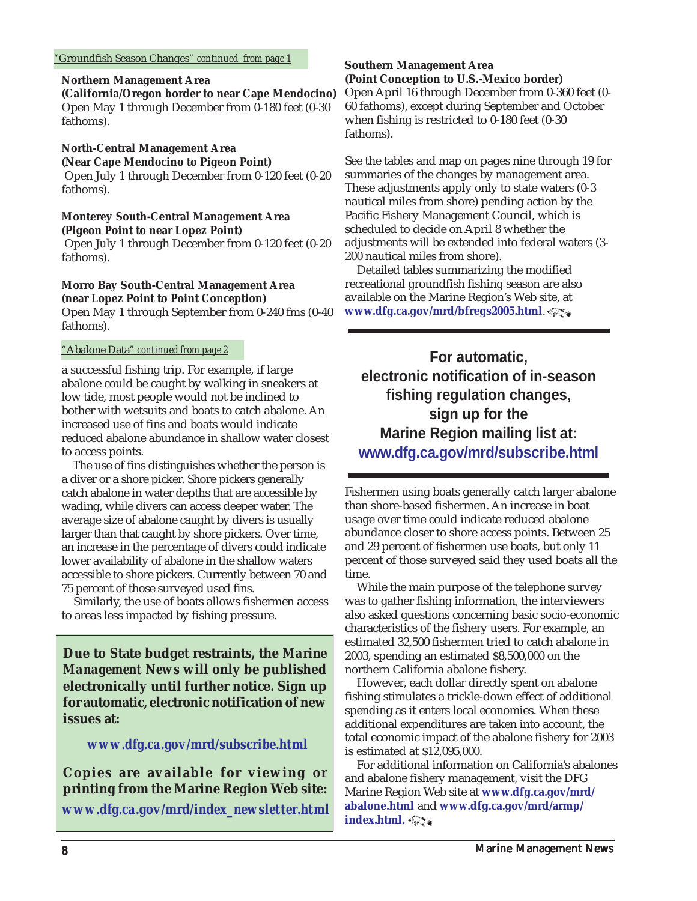*"Groundfish Season Changes" continued from page 1*

**Northern Management Area**
**(California/Oregon border to near Cape Mendocino)**
Open May 1 through December from 0-180 feet (0-30 fathoms).

**North-Central Management Area**
**(Near Cape Mendocino to Pigeon Point)**
Open July 1 through December from 0-120 feet (0-20 fathoms).

**Monterey South-Central Management Area**
**(Pigeon Point to near Lopez Point)**
Open July 1 through December from 0-120 feet (0-20 fathoms).

**Morro Bay South-Central Management Area**
**(near Lopez Point to Point Conception)**
Open May 1 through September from 0-240 fms (0-40 fathoms).

**Southern Management Area**
**(Point Conception to U.S.-Mexico border)**
Open April 16 through December from 0-360 feet (0-60 fathoms), except during September and October when fishing is restricted to 0-180 feet (0-30 fathoms).

See the tables and map on pages nine through 19 for summaries of the changes by management area. These adjustments apply only to state waters (0-3 nautical miles from shore) pending action by the Pacific Fishery Management Council, which is scheduled to decide on April 8 whether the adjustments will be extended into federal waters (3-200 nautical miles from shore).

Detailed tables summarizing the modified recreational groundfish fishing season are also available on the Marine Region's Web site, at **www.dfg.ca.gov/mrd/bfregs2005.html**.

---

**For automatic, electronic notification of in-season fishing regulation changes, sign up for the Marine Region mailing list at: www.dfg.ca.gov/mrd/subscribe.html**

---

*"Abalone Data" continued from page 2*

a successful fishing trip. For example, if large abalone could be caught by walking in sneakers at low tide, most people would not be inclined to bother with wetsuits and boats to catch abalone. An increased use of fins and boats would indicate reduced abalone abundance in shallow water closest to access points.

The use of fins distinguishes whether the person is a diver or a shore picker. Shore pickers generally catch abalone in water depths that are accessible by wading, while divers can access deeper water. The average size of abalone caught by divers is usually larger than that caught by shore pickers. Over time, an increase in the percentage of divers could indicate lower availability of abalone in the shallow waters accessible to shore pickers. Currently between 70 and 75 percent of those surveyed used fins.

Similarly, the use of boats allows fishermen access to areas less impacted by fishing pressure.

Fishermen using boats generally catch larger abalone than shore-based fishermen. An increase in boat usage over time could indicate reduced abalone abundance closer to shore access points. Between 25 and 29 percent of fishermen use boats, but only 11 percent of those surveyed said they used boats all the time.

While the main purpose of the telephone survey was to gather fishing information, the interviewers also asked questions concerning basic socio-economic characteristics of the fishery users. For example, an estimated 32,500 fishermen tried to catch abalone in 2003, spending an estimated $8,500,000 on the northern California abalone fishery.

However, each dollar directly spent on abalone fishing stimulates a trickle-down effect of additional spending as it enters local economies. When these additional expenditures are taken into account, the total economic impact of the abalone fishery for 2003 is estimated at $12,095,000.

For additional information on California's abalones and abalone fishery management, visit the DFG Marine Region Web site at **www.dfg.ca.gov/mrd/abalone.html** and **www.dfg.ca.gov/mrd/armp/index.html.**

---

**Due to State budget restraints, the *Marine Management News* will only be published electronically until further notice. Sign up for automatic, electronic notification of new issues at:**

**www.dfg.ca.gov/mrd/subscribe.html**

**Copies are available for viewing or printing from the Marine Region Web site: www.dfg.ca.gov/mrd/index_newsletter.html**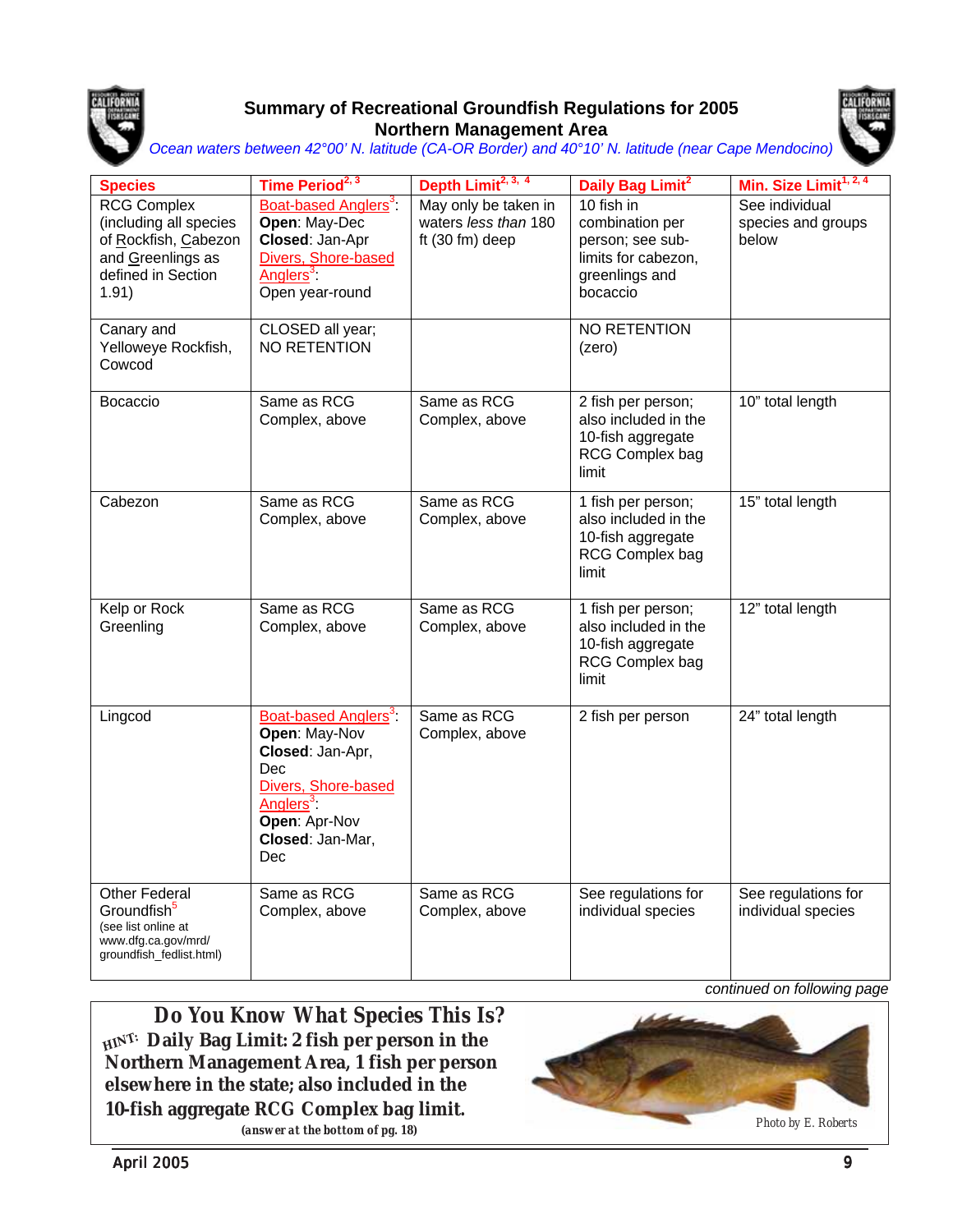## Summary of Recreational Groundfish Regulations for 2005

## Northern Management Area

*Ocean waters between 42°00' N. latitude (CA-OR Border) and 40°10' N. latitude (near Cape Mendocino)*

| Species | Time Period[2, 3] | Depth Limit[2, 3, 4] | Daily Bag Limit[2] | Min. Size Limit[1, 2, 4] |
|---|---|---|---|---|
| RCG Complex (including all species of Rockfish, Cabezon and Greenlings as defined in Section 1.91) | Boat-based Anglers[3]: **Open**: May-Dec **Closed**: Jan-Apr Divers, Shore-based Anglers[3]: Open year-round | May only be taken in waters *less than* 180 ft (30 fm) deep | 10 fish in combination per person; see sub-limits for cabezon, greenlings and bocaccio | See individual species and groups below |
| Canary and Yelloweye Rockfish, Cowcod | CLOSED all year; NO RETENTION | | NO RETENTION (zero) | |
| Bocaccio | Same as RCG Complex, above | Same as RCG Complex, above | 2 fish per person; also included in the 10-fish aggregate RCG Complex bag limit | 10" total length |
| Cabezon | Same as RCG Complex, above | Same as RCG Complex, above | 1 fish per person; also included in the 10-fish aggregate RCG Complex bag limit | 15" total length |
| Kelp or Rock Greenling | Same as RCG Complex, above | Same as RCG Complex, above | 1 fish per person; also included in the 10-fish aggregate RCG Complex bag limit | 12" total length |
| Lingcod | Boat-based Anglers[3]: **Open**: May-Nov **Closed**: Jan-Apr, Dec Divers, Shore-based Anglers[3]: **Open**: Apr-Nov **Closed**: Jan-Mar, Dec | Same as RCG Complex, above | 2 fish per person | 24" total length |
| Other Federal Groundfish[5] (see list online at www.dfg.ca.gov/mrd/groundfish_fedlist.html) | Same as RCG Complex, above | Same as RCG Complex, above | See regulations for individual species | See regulations for individual species |

*continued on following page*

**Do You Know What Species This Is?**

**HINT: Daily Bag Limit: 2 fish per person in the Northern Management Area, 1 fish per person elsewhere in the state; also included in the 10-fish aggregate RCG Complex bag limit.**

**(answer at the bottom of pg. 18)**

Photo by E. Roberts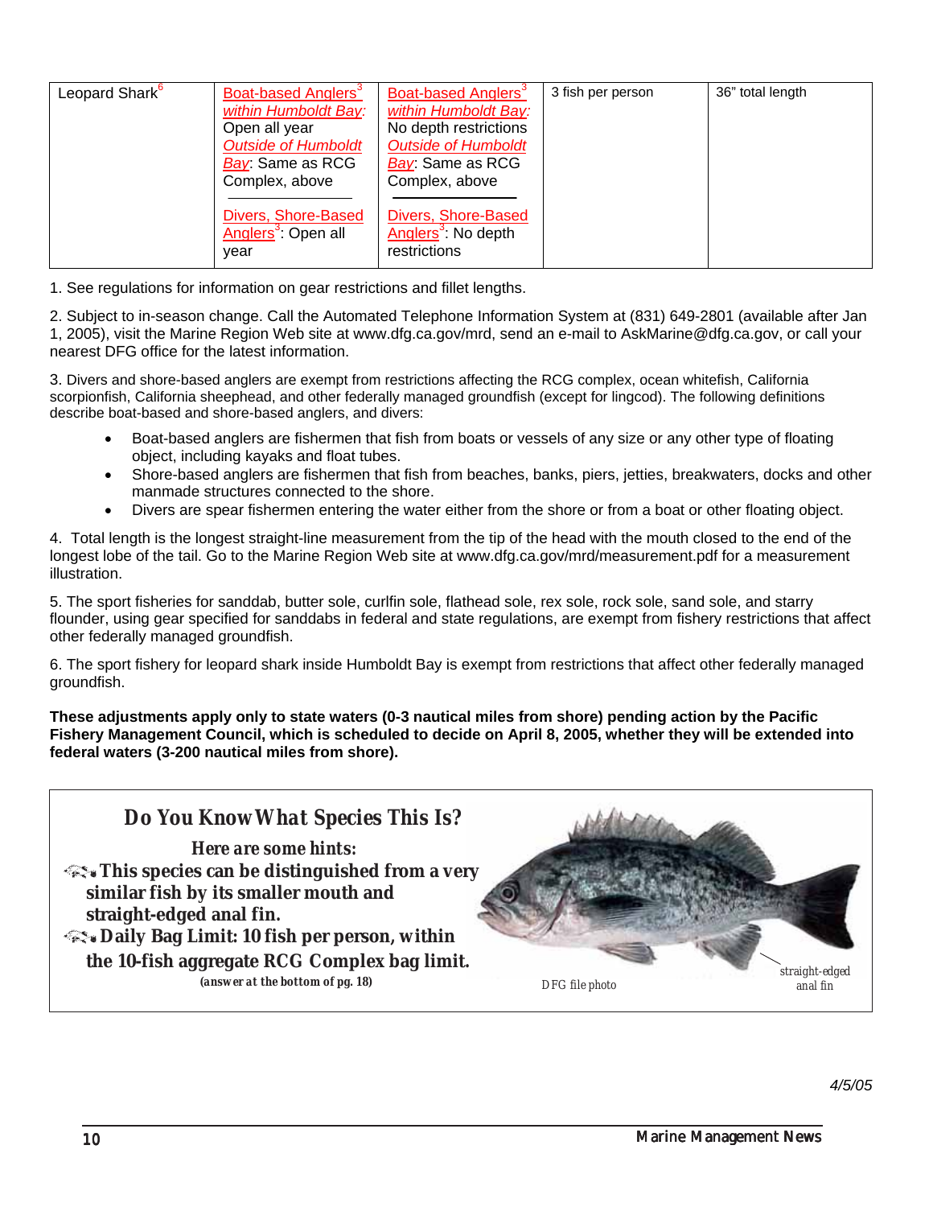| Leopard Shark[6] | Boat-based Anglers[3] *within Humboldt Bay*: Open all year *Outside of Humboldt Bay*: Same as RCG Complex, above<br><br>Divers, Shore-Based Anglers[3]: Open all year | Boat-based Anglers[3] *within Humboldt Bay*: No depth restrictions *Outside of Humboldt Bay*: Same as RCG Complex, above<br><br>Divers, Shore-Based Anglers[3]: No depth restrictions | 3 fish per person | 36" total length |
|---|---|---|---|---|

1. See regulations for information on gear restrictions and fillet lengths.

2. Subject to in-season change. Call the Automated Telephone Information System at (831) 649-2801 (available after Jan 1, 2005), visit the Marine Region Web site at www.dfg.ca.gov/mrd, send an e-mail to AskMarine@dfg.ca.gov, or call your nearest DFG office for the latest information.

3. Divers and shore-based anglers are exempt from restrictions affecting the RCG complex, ocean whitefish, California scorpionfish, California sheephead, and other federally managed groundfish (except for lingcod). The following definitions describe boat-based and shore-based anglers, and divers:

- Boat-based anglers are fishermen that fish from boats or vessels of any size or any other type of floating object, including kayaks and float tubes.
- Shore-based anglers are fishermen that fish from beaches, banks, piers, jetties, breakwaters, docks and other manmade structures connected to the shore.
- Divers are spear fishermen entering the water either from the shore or from a boat or other floating object.

4. Total length is the longest straight-line measurement from the tip of the head with the mouth closed to the end of the longest lobe of the tail. Go to the Marine Region Web site at www.dfg.ca.gov/mrd/measurement.pdf for a measurement illustration.

5. The sport fisheries for sanddab, butter sole, curlfin sole, flathead sole, rex sole, rock sole, sand sole, and starry flounder, using gear specified for sanddabs in federal and state regulations, are exempt from fishery restrictions that affect other federally managed groundfish.

6. The sport fishery for leopard shark inside Humboldt Bay is exempt from restrictions that affect other federally managed groundfish.

**These adjustments apply only to state waters (0-3 nautical miles from shore) pending action by the Pacific Fishery Management Council, which is scheduled to decide on April 8, 2005, whether they will be extended into federal waters (3-200 nautical miles from shore).**

### *Do You Know What Species This Is?*

***Here are some hints:***

- **This species can be distinguished from a very similar fish by its smaller mouth and straight-edged anal fin.**
- **Daily Bag Limit: 10 fish per person, within the 10-fish aggregate RCG Complex bag limit.**

***(answer at the bottom of pg. 18)***

DFG file photo

straight-edged anal fin

*4/5/05*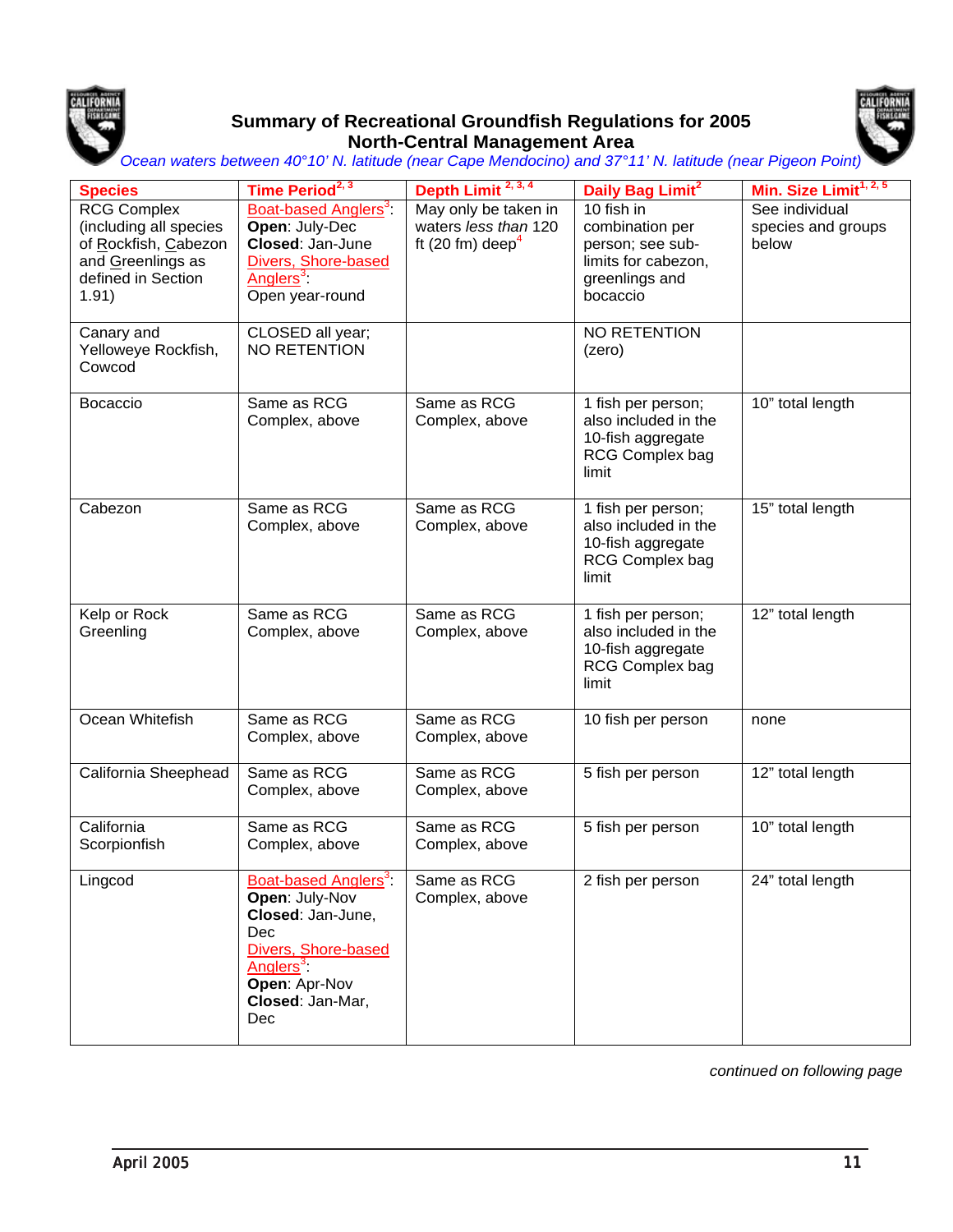# Summary of Recreational Groundfish Regulations for 2005
## North-Central Management Area

*Ocean waters between 40°10' N. latitude (near Cape Mendocino) and 37°11' N. latitude (near Pigeon Point)*

| Species | Time Period[2, 3] | Depth Limit [2, 3, 4] | Daily Bag Limit[2] | Min. Size Limit[1, 2, 5] |
|---|---|---|---|---|
| RCG Complex (including all species of Rockfish, Cabezon and Greenlings as defined in Section 1.91) | Boat-based Anglers[3]: **Open**: July-Dec **Closed**: Jan-June Divers, Shore-based Anglers[3]: Open year-round | May only be taken in waters *less than* 120 ft (20 fm) deep[4] | 10 fish in combination per person; see sub-limits for cabezon, greenlings and bocaccio | See individual species and groups below |
| Canary and Yelloweye Rockfish, Cowcod | CLOSED all year; NO RETENTION | | NO RETENTION (zero) | |
| Bocaccio | Same as RCG Complex, above | Same as RCG Complex, above | 1 fish per person; also included in the 10-fish aggregate RCG Complex bag limit | 10" total length |
| Cabezon | Same as RCG Complex, above | Same as RCG Complex, above | 1 fish per person; also included in the 10-fish aggregate RCG Complex bag limit | 15" total length |
| Kelp or Rock Greenling | Same as RCG Complex, above | Same as RCG Complex, above | 1 fish per person; also included in the 10-fish aggregate RCG Complex bag limit | 12" total length |
| Ocean Whitefish | Same as RCG Complex, above | Same as RCG Complex, above | 10 fish per person | none |
| California Sheephead | Same as RCG Complex, above | Same as RCG Complex, above | 5 fish per person | 12" total length |
| California Scorpionfish | Same as RCG Complex, above | Same as RCG Complex, above | 5 fish per person | 10" total length |
| Lingcod | Boat-based Anglers[3]: **Open**: July-Nov **Closed**: Jan-June, Dec Divers, Shore-based Anglers[3]: **Open**: Apr-Nov **Closed**: Jan-Mar, Dec | Same as RCG Complex, above | 2 fish per person | 24" total length |

*continued on following page*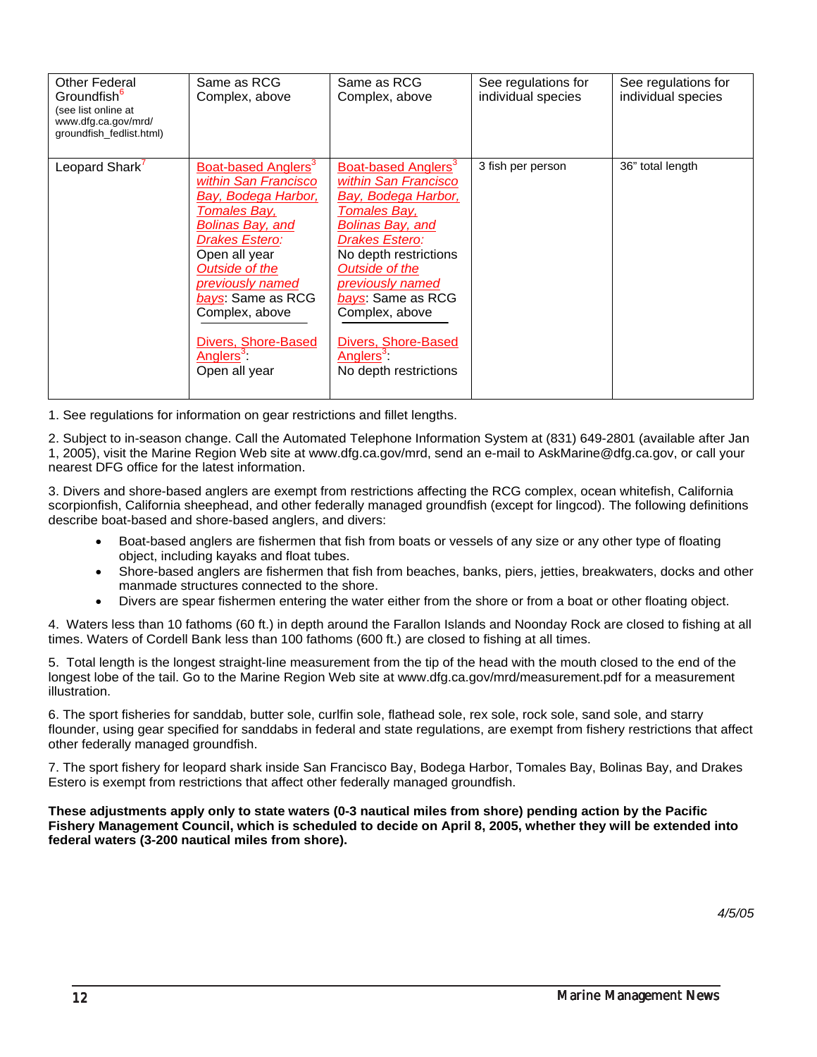| | | | | |
|---|---|---|---|---|
| Other Federal Groundfish[6] (see list online at www.dfg.ca.gov/mrd/ groundfish_fedlist.html) | Same as RCG Complex, above | Same as RCG Complex, above | See regulations for individual species | See regulations for individual species |
| Leopard Shark[7] | Boat-based Anglers[3] *within San Francisco Bay, Bodega Harbor, Tomales Bay, Bolinas Bay, and Drakes Estero:* Open all year *Outside of the previously named bays*: Same as RCG Complex, above<br><br>Divers, Shore-Based Anglers[3]: Open all year | Boat-based Anglers[3] *within San Francisco Bay, Bodega Harbor, Tomales Bay, Bolinas Bay, and Drakes Estero:* No depth restrictions *Outside of the previously named bays*: Same as RCG Complex, above<br><br>Divers, Shore-Based Anglers[3]: No depth restrictions | 3 fish per person | 36" total length |

1. See regulations for information on gear restrictions and fillet lengths.

2. Subject to in-season change. Call the Automated Telephone Information System at (831) 649-2801 (available after Jan 1, 2005), visit the Marine Region Web site at www.dfg.ca.gov/mrd, send an e-mail to AskMarine@dfg.ca.gov, or call your nearest DFG office for the latest information.

3. Divers and shore-based anglers are exempt from restrictions affecting the RCG complex, ocean whitefish, California scorpionfish, California sheephead, and other federally managed groundfish (except for lingcod). The following definitions describe boat-based and shore-based anglers, and divers:

- Boat-based anglers are fishermen that fish from boats or vessels of any size or any other type of floating object, including kayaks and float tubes.
- Shore-based anglers are fishermen that fish from beaches, banks, piers, jetties, breakwaters, docks and other manmade structures connected to the shore.
- Divers are spear fishermen entering the water either from the shore or from a boat or other floating object.

4. Waters less than 10 fathoms (60 ft.) in depth around the Farallon Islands and Noonday Rock are closed to fishing at all times. Waters of Cordell Bank less than 100 fathoms (600 ft.) are closed to fishing at all times.

5. Total length is the longest straight-line measurement from the tip of the head with the mouth closed to the end of the longest lobe of the tail. Go to the Marine Region Web site at www.dfg.ca.gov/mrd/measurement.pdf for a measurement illustration.

6. The sport fisheries for sanddab, butter sole, curlfin sole, flathead sole, rex sole, rock sole, sand sole, and starry flounder, using gear specified for sanddabs in federal and state regulations, are exempt from fishery restrictions that affect other federally managed groundfish.

7. The sport fishery for leopard shark inside San Francisco Bay, Bodega Harbor, Tomales Bay, Bolinas Bay, and Drakes Estero is exempt from restrictions that affect other federally managed groundfish.

**These adjustments apply only to state waters (0-3 nautical miles from shore) pending action by the Pacific Fishery Management Council, which is scheduled to decide on April 8, 2005, whether they will be extended into federal waters (3-200 nautical miles from shore).**

*4/5/05*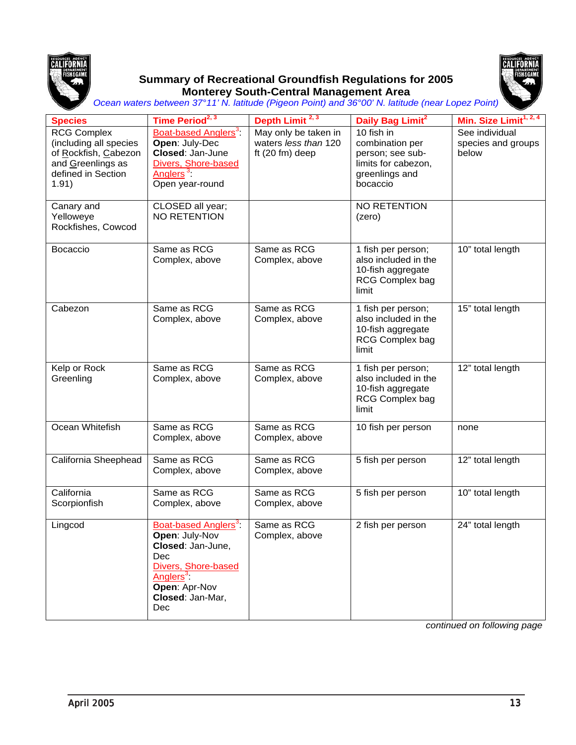# Summary of Recreational Groundfish Regulations for 2005
## Monterey South-Central Management Area

*Ocean waters between 37°11' N. latitude (Pigeon Point) and 36°00' N. latitude (near Lopez Point)*

| Species | Time Period[2, 3] | Depth Limit [2, 3] | Daily Bag Limit[2] | Min. Size Limit[1, 2, 4] |
|---|---|---|---|---|
| RCG Complex (including all species of Rockfish, Cabezon and Greenlings as defined in Section 1.91) | Boat-based Anglers[3]: **Open**: July-Dec **Closed**: Jan-June Divers, Shore-based Anglers [3]: Open year-round | May only be taken in waters *less than* 120 ft (20 fm) deep | 10 fish in combination per person; see sub-limits for cabezon, greenlings and bocaccio | See individual species and groups below |
| Canary and Yelloweye Rockfishes, Cowcod | CLOSED all year; NO RETENTION | | NO RETENTION (zero) | |
| Bocaccio | Same as RCG Complex, above | Same as RCG Complex, above | 1 fish per person; also included in the 10-fish aggregate RCG Complex bag limit | 10" total length |
| Cabezon | Same as RCG Complex, above | Same as RCG Complex, above | 1 fish per person; also included in the 10-fish aggregate RCG Complex bag limit | 15" total length |
| Kelp or Rock Greenling | Same as RCG Complex, above | Same as RCG Complex, above | 1 fish per person; also included in the 10-fish aggregate RCG Complex bag limit | 12" total length |
| Ocean Whitefish | Same as RCG Complex, above | Same as RCG Complex, above | 10 fish per person | none |
| California Sheephead | Same as RCG Complex, above | Same as RCG Complex, above | 5 fish per person | 12" total length |
| California Scorpionfish | Same as RCG Complex, above | Same as RCG Complex, above | 5 fish per person | 10" total length |
| Lingcod | Boat-based Anglers[3]: **Open**: July-Nov **Closed**: Jan-June, Dec Divers, Shore-based Anglers[3]: **Open**: Apr-Nov **Closed**: Jan-Mar, Dec | Same as RCG Complex, above | 2 fish per person | 24" total length |

*continued on following page*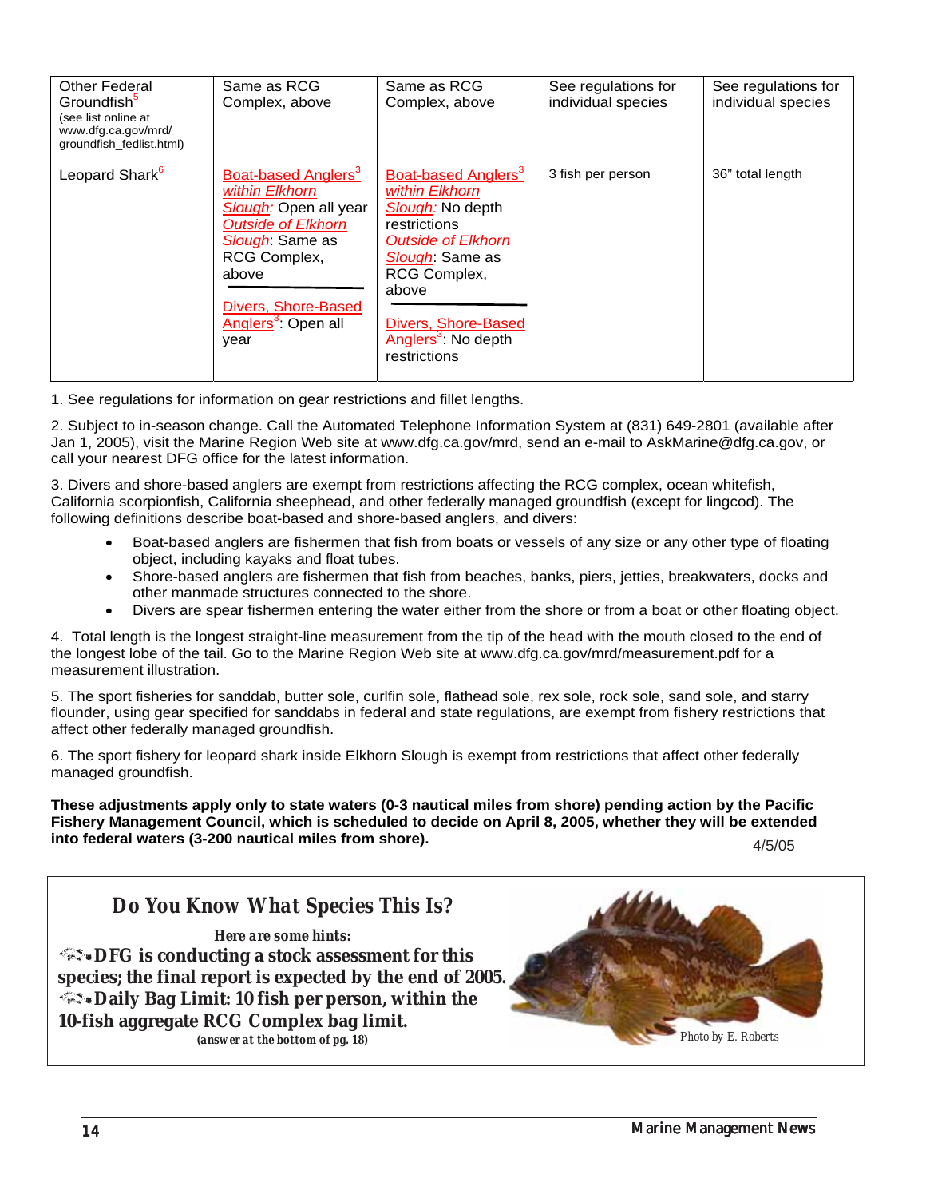| | | | | |
|---|---|---|---|---|
| Other Federal Groundfish[5] (see list online at www.dfg.ca.gov/mrd/ groundfish_fedlist.html) | Same as RCG Complex, above | Same as RCG Complex, above | See regulations for individual species | See regulations for individual species |
| Leopard Shark[6] | Boat-based Anglers[3] *within Elkhorn Slough:* Open all year *Outside of Elkhorn Slough*: Same as RCG Complex, above<br>Divers, Shore-Based Anglers[3]: Open all year | Boat-based Anglers[3] *within Elkhorn Slough:* No depth restrictions *Outside of Elkhorn Slough*: Same as RCG Complex, above<br>Divers, Shore-Based Anglers[3]: No depth restrictions | 3 fish per person | 36" total length |

1. See regulations for information on gear restrictions and fillet lengths.

2. Subject to in-season change. Call the Automated Telephone Information System at (831) 649-2801 (available after Jan 1, 2005), visit the Marine Region Web site at www.dfg.ca.gov/mrd, send an e-mail to AskMarine@dfg.ca.gov, or call your nearest DFG office for the latest information.

3. Divers and shore-based anglers are exempt from restrictions affecting the RCG complex, ocean whitefish, California scorpionfish, California sheephead, and other federally managed groundfish (except for lingcod). The following definitions describe boat-based and shore-based anglers, and divers:

- Boat-based anglers are fishermen that fish from boats or vessels of any size or any other type of floating object, including kayaks and float tubes.
- Shore-based anglers are fishermen that fish from beaches, banks, piers, jetties, breakwaters, docks and other manmade structures connected to the shore.
- Divers are spear fishermen entering the water either from the shore or from a boat or other floating object.

4. Total length is the longest straight-line measurement from the tip of the head with the mouth closed to the end of the longest lobe of the tail. Go to the Marine Region Web site at www.dfg.ca.gov/mrd/measurement.pdf for a measurement illustration.

5. The sport fisheries for sanddab, butter sole, curlfin sole, flathead sole, rex sole, rock sole, sand sole, and starry flounder, using gear specified for sanddabs in federal and state regulations, are exempt from fishery restrictions that affect other federally managed groundfish.

6. The sport fishery for leopard shark inside Elkhorn Slough is exempt from restrictions that affect other federally managed groundfish.

**These adjustments apply only to state waters (0-3 nautical miles from shore) pending action by the Pacific Fishery Management Council, which is scheduled to decide on April 8, 2005, whether they will be extended into federal waters (3-200 nautical miles from shore).**

4/5/05

## *Do You Know What Species This Is?*

***Here are some hints:***

- **DFG is conducting a stock assessment for this species; the final report is expected by the end of 2005.**
- **Daily Bag Limit: 10 fish per person, within the 10-fish aggregate RCG Complex bag limit.**

***(answer at the bottom of pg. 18)***

Photo by E. Roberts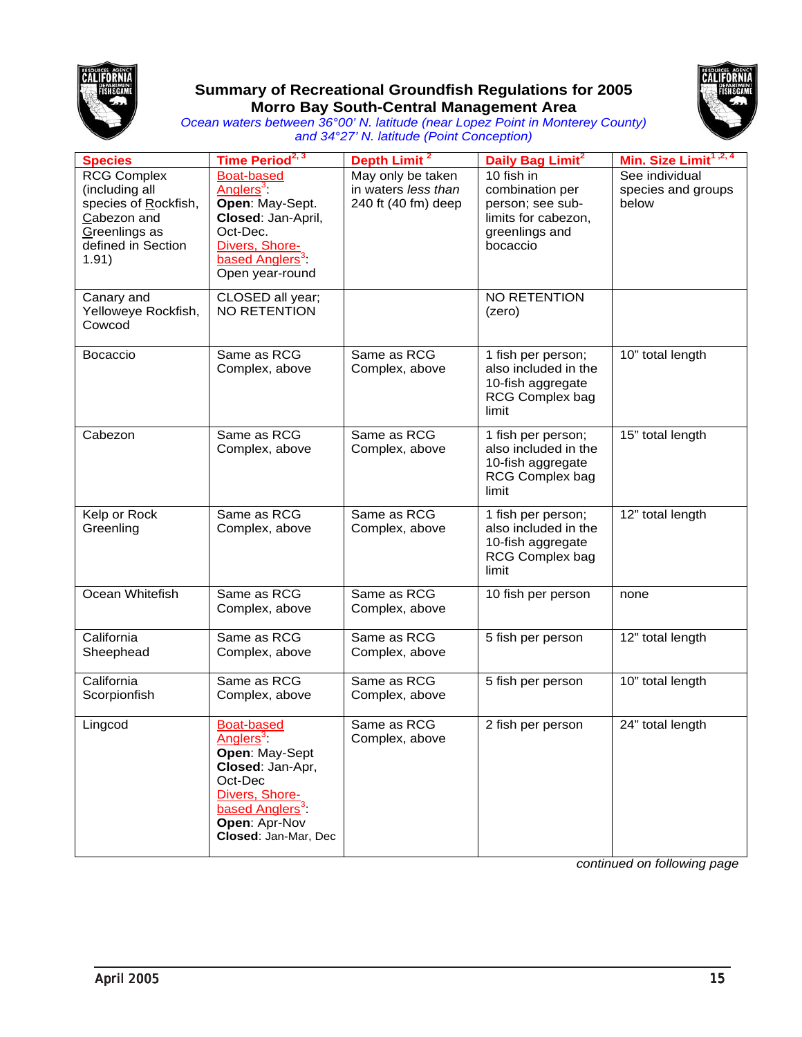# Summary of Recreational Groundfish Regulations for 2005
## Morro Bay South-Central Management Area

*Ocean waters between 36°00' N. latitude (near Lopez Point in Monterey County) and 34°27' N. latitude (Point Conception)*

| Species | Time Period[2, 3] | Depth Limit [2] | Daily Bag Limit[2] | Min. Size Limit[1, 2, 4] |
|---|---|---|---|---|
| RCG Complex (including all species of Rockfish, Cabezon and Greenlings as defined in Section 1.91) | Boat-based Anglers[3]: **Open**: May-Sept. **Closed**: Jan-April, Oct-Dec. Divers, Shore-based Anglers[3]: Open year-round | May only be taken in waters *less than* 240 ft (40 fm) deep | 10 fish in combination per person; see sub-limits for cabezon, greenlings and bocaccio | See individual species and groups below |
| Canary and Yelloweye Rockfish, Cowcod | CLOSED all year; NO RETENTION | | NO RETENTION (zero) | |
| Bocaccio | Same as RCG Complex, above | Same as RCG Complex, above | 1 fish per person; also included in the 10-fish aggregate RCG Complex bag limit | 10" total length |
| Cabezon | Same as RCG Complex, above | Same as RCG Complex, above | 1 fish per person; also included in the 10-fish aggregate RCG Complex bag limit | 15" total length |
| Kelp or Rock Greenling | Same as RCG Complex, above | Same as RCG Complex, above | 1 fish per person; also included in the 10-fish aggregate RCG Complex bag limit | 12" total length |
| Ocean Whitefish | Same as RCG Complex, above | Same as RCG Complex, above | 10 fish per person | none |
| California Sheephead | Same as RCG Complex, above | Same as RCG Complex, above | 5 fish per person | 12" total length |
| California Scorpionfish | Same as RCG Complex, above | Same as RCG Complex, above | 5 fish per person | 10" total length |
| Lingcod | Boat-based Anglers[3]: **Open**: May-Sept **Closed**: Jan-Apr, Oct-Dec Divers, Shore-based Anglers[3]: **Open**: Apr-Nov **Closed**: Jan-Mar, Dec | Same as RCG Complex, above | 2 fish per person | 24" total length |

*continued on following page*

April 2005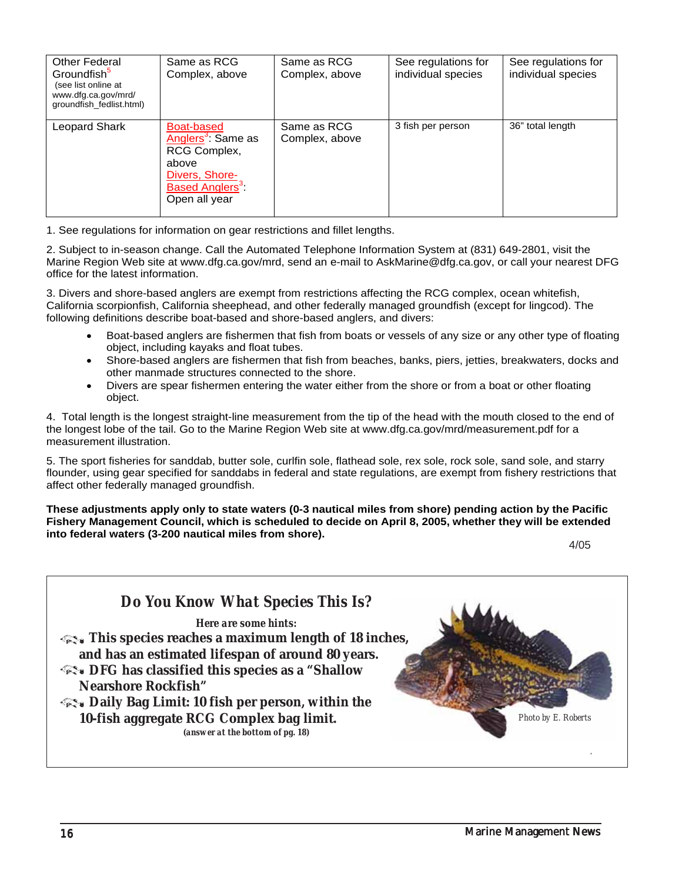| Other Federal Groundfish[5] (see list online at www.dfg.ca.gov/mrd/groundfish_fedlist.html) | Same as RCG Complex, above | Same as RCG Complex, above | See regulations for individual species | See regulations for individual species |
|---|---|---|---|---|
| Leopard Shark | Boat-based Anglers[3]: Same as RCG Complex, above<br>Divers, Shore-Based Anglers[3]: Open all year | Same as RCG Complex, above | 3 fish per person | 36" total length |

1. See regulations for information on gear restrictions and fillet lengths.

2. Subject to in-season change. Call the Automated Telephone Information System at (831) 649-2801, visit the Marine Region Web site at www.dfg.ca.gov/mrd, send an e-mail to AskMarine@dfg.ca.gov, or call your nearest DFG office for the latest information.

3. Divers and shore-based anglers are exempt from restrictions affecting the RCG complex, ocean whitefish, California scorpionfish, California sheephead, and other federally managed groundfish (except for lingcod). The following definitions describe boat-based and shore-based anglers, and divers:

- Boat-based anglers are fishermen that fish from boats or vessels of any size or any other type of floating object, including kayaks and float tubes.
- Shore-based anglers are fishermen that fish from beaches, banks, piers, jetties, breakwaters, docks and other manmade structures connected to the shore.
- Divers are spear fishermen entering the water either from the shore or from a boat or other floating object.

4. Total length is the longest straight-line measurement from the tip of the head with the mouth closed to the end of the longest lobe of the tail. Go to the Marine Region Web site at www.dfg.ca.gov/mrd/measurement.pdf for a measurement illustration.

5. The sport fisheries for sanddab, butter sole, curlfin sole, flathead sole, rex sole, rock sole, sand sole, and starry flounder, using gear specified for sanddabs in federal and state regulations, are exempt from fishery restrictions that affect other federally managed groundfish.

**These adjustments apply only to state waters (0-3 nautical miles from shore) pending action by the Pacific Fishery Management Council, which is scheduled to decide on April 8, 2005, whether they will be extended into federal waters (3-200 nautical miles from shore).**

4/05

## *Do You Know What Species This Is?*

***Here are some hints:***

- **This species reaches a maximum length of 18 inches, and has an estimated lifespan of around 80 years.**
- **DFG has classified this species as a "Shallow Nearshore Rockfish"**
- **Daily Bag Limit: 10 fish per person, within the 10-fish aggregate RCG Complex bag limit.**

***(answer at the bottom of pg. 18)***

*Photo by E. Roberts*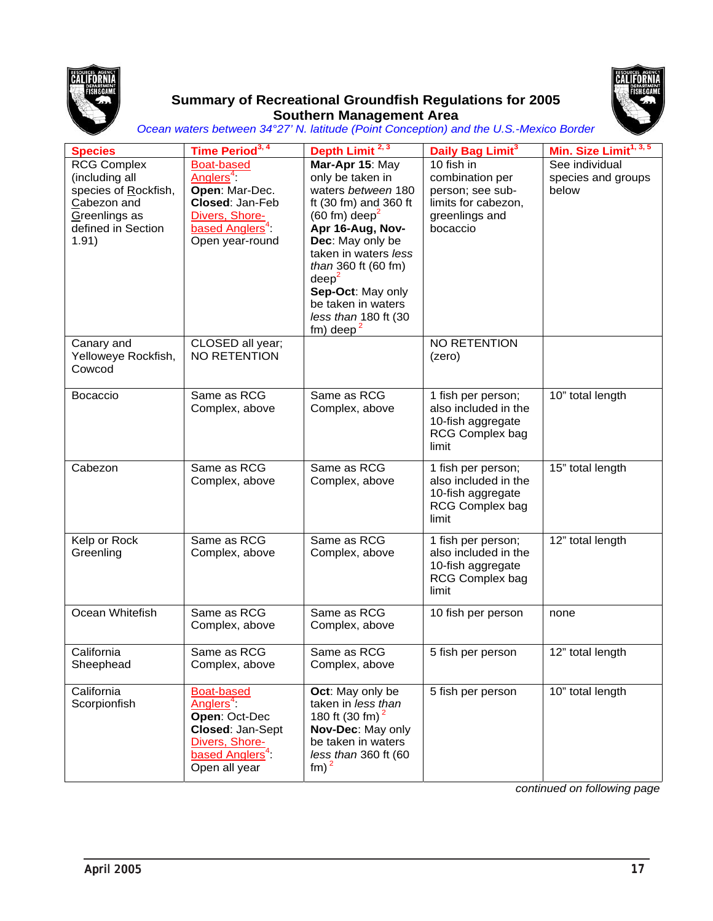## Summary of Recreational Groundfish Regulations for 2005
## Southern Management Area

*Ocean waters between 34°27' N. latitude (Point Conception) and the U.S.-Mexico Border*

| Species | Time Period[3, 4] | Depth Limit [2, 3] | Daily Bag Limit[3] | Min. Size Limit[1, 3, 5] |
|---|---|---|---|---|
| RCG Complex (including all species of Rockfish, Cabezon and Greenlings as defined in Section 1.91) | Boat-based Anglers[4]: **Open**: Mar-Dec. **Closed**: Jan-Feb Divers, Shore-based Anglers[4]: Open year-round | **Mar-Apr 15**: May only be taken in waters *between* 180 ft (30 fm) and 360 ft (60 fm) deep[2] **Apr 16-Aug, Nov-Dec**: May only be taken in waters *less than* 360 ft (60 fm) deep[2] **Sep-Oct**: May only be taken in waters *less than* 180 ft (30 fm) deep [2] | 10 fish in combination per person; see sub-limits for cabezon, greenlings and bocaccio | See individual species and groups below |
| Canary and Yelloweye Rockfish, Cowcod | CLOSED all year; NO RETENTION | | NO RETENTION (zero) | |
| Bocaccio | Same as RCG Complex, above | Same as RCG Complex, above | 1 fish per person; also included in the 10-fish aggregate RCG Complex bag limit | 10" total length |
| Cabezon | Same as RCG Complex, above | Same as RCG Complex, above | 1 fish per person; also included in the 10-fish aggregate RCG Complex bag limit | 15" total length |
| Kelp or Rock Greenling | Same as RCG Complex, above | Same as RCG Complex, above | 1 fish per person; also included in the 10-fish aggregate RCG Complex bag limit | 12" total length |
| Ocean Whitefish | Same as RCG Complex, above | Same as RCG Complex, above | 10 fish per person | none |
| California Sheephead | Same as RCG Complex, above | Same as RCG Complex, above | 5 fish per person | 12" total length |
| California Scorpionfish | Boat-based Anglers[4]: **Open**: Oct-Dec **Closed**: Jan-Sept Divers, Shore-based Anglers[4]: Open all year | **Oct**: May only be taken in *less than* 180 ft (30 fm) [2] **Nov-Dec**: May only be taken in waters *less than* 360 ft (60 fm) [2] | 5 fish per person | 10" total length |

*continued on following page*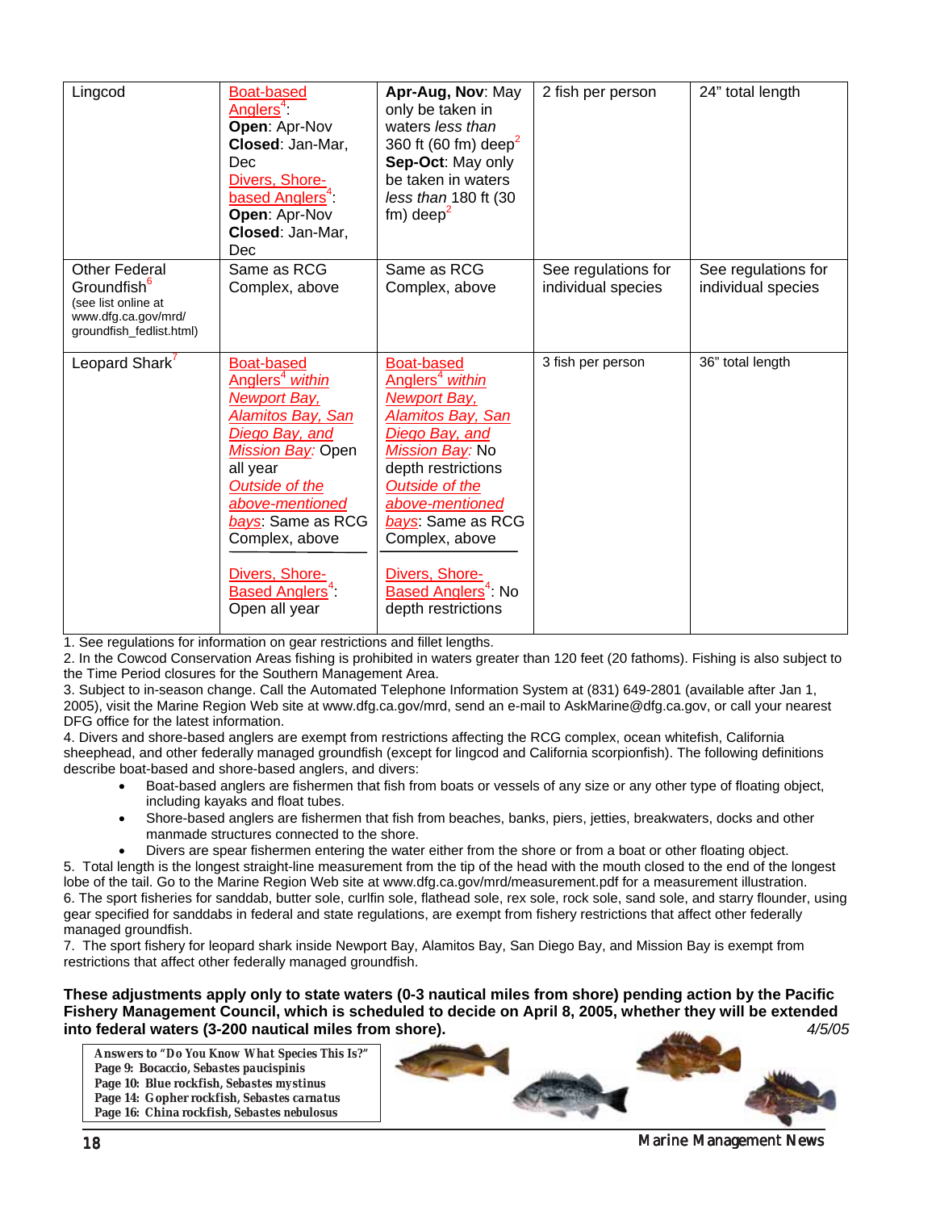| | | | | |
|---|---|---|---|---|
| Lingcod | Boat-based Anglers[4]: **Open**: Apr-Nov **Closed**: Jan-Mar, Dec Divers, Shore-based Anglers[4]: **Open**: Apr-Nov **Closed**: Jan-Mar, Dec | **Apr-Aug, Nov**: May only be taken in waters *less than* 360 ft (60 fm) deep[2] **Sep-Oct**: May only be taken in waters *less than* 180 ft (30 fm) deep[2] | 2 fish per person | 24" total length |
| Other Federal Groundfish[6] (see list online at www.dfg.ca.gov/mrd/groundfish_fedlist.html) | Same as RCG Complex, above | Same as RCG Complex, above | See regulations for individual species | See regulations for individual species |
| Leopard Shark[7] | Boat-based Anglers[4] *within Newport Bay, Alamitos Bay, San Diego Bay, and Mission Bay*: Open all year *Outside of the above-mentioned bays*: Same as RCG Complex, above<br>Divers, Shore-Based Anglers[4]: Open all year | Boat-based Anglers[4] *within Newport Bay, Alamitos Bay, San Diego Bay, and Mission Bay*: No depth restrictions *Outside of the above-mentioned bays*: Same as RCG Complex, above<br>Divers, Shore-Based Anglers[4]: No depth restrictions | 3 fish per person | 36" total length |

1. See regulations for information on gear restrictions and fillet lengths.
2. In the Cowcod Conservation Areas fishing is prohibited in waters greater than 120 feet (20 fathoms). Fishing is also subject to the Time Period closures for the Southern Management Area.
3. Subject to in-season change. Call the Automated Telephone Information System at (831) 649-2801 (available after Jan 1, 2005), visit the Marine Region Web site at www.dfg.ca.gov/mrd, send an e-mail to AskMarine@dfg.ca.gov, or call your nearest DFG office for the latest information.
4. Divers and shore-based anglers are exempt from restrictions affecting the RCG complex, ocean whitefish, California sheephead, and other federally managed groundfish (except for lingcod and California scorpionfish). The following definitions describe boat-based and shore-based anglers, and divers:
   - Boat-based anglers are fishermen that fish from boats or vessels of any size or any other type of floating object, including kayaks and float tubes.
   - Shore-based anglers are fishermen that fish from beaches, banks, piers, jetties, breakwaters, docks and other manmade structures connected to the shore.
   - Divers are spear fishermen entering the water either from the shore or from a boat or other floating object.
5. Total length is the longest straight-line measurement from the tip of the head with the mouth closed to the end of the longest lobe of the tail. Go to the Marine Region Web site at www.dfg.ca.gov/mrd/measurement.pdf for a measurement illustration.
6. The sport fisheries for sanddab, butter sole, curlfin sole, flathead sole, rex sole, rock sole, sand sole, and starry flounder, using gear specified for sanddabs in federal and state regulations, are exempt from fishery restrictions that affect other federally managed groundfish.
7. The sport fishery for leopard shark inside Newport Bay, Alamitos Bay, San Diego Bay, and Mission Bay is exempt from restrictions that affect other federally managed groundfish.

**These adjustments apply only to state waters (0-3 nautical miles from shore) pending action by the Pacific Fishery Management Council, which is scheduled to decide on April 8, 2005, whether they will be extended into federal waters (3-200 nautical miles from shore).** *4/5/05*

**Answers to "Do You Know What Species This Is?"**
**Page 9: Bocaccio, *Sebastes paucispinis***
**Page 10: Blue rockfish, *Sebastes mystinus***
**Page 14: Gopher rockfish, *Sebastes carnatus***
**Page 16: China rockfish, *Sebastes nebulosus***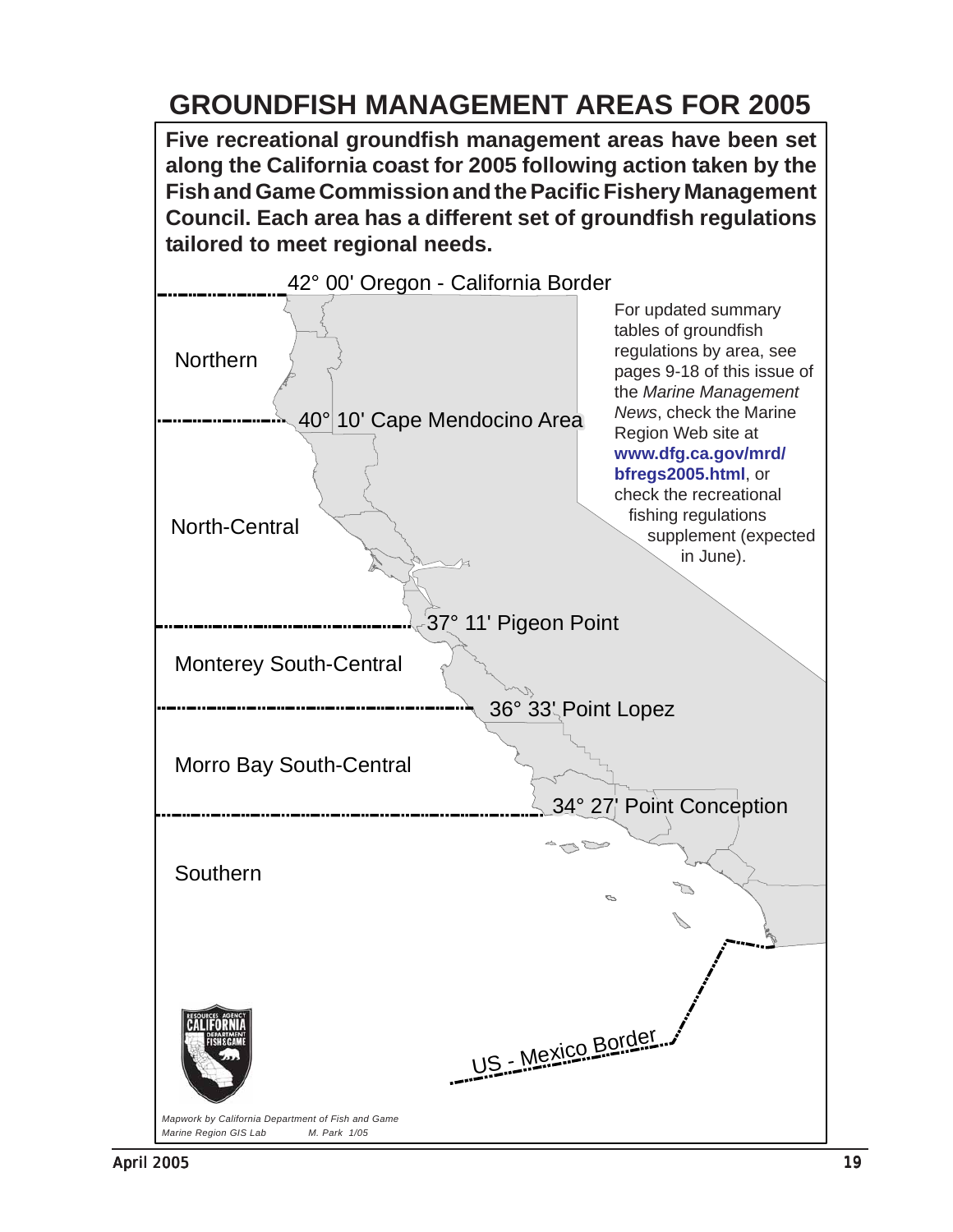# GROUNDFISH MANAGEMENT AREAS FOR 2005

**Five recreational groundfish management areas have been set along the California coast for 2005 following action taken by the Fish and Game Commission and the Pacific Fishery Management Council. Each area has a different set of groundfish regulations tailored to meet regional needs.**

42° 00' Oregon - California Border

Northern

40° 10' Cape Mendocino Area

North-Central

37° 11' Pigeon Point

Monterey South-Central

36° 33' Point Lopez

Morro Bay South-Central

34° 27' Point Conception

Southern

US - Mexico Border

For updated summary tables of groundfish regulations by area, see pages 9-18 of this issue of the *Marine Management News*, check the Marine Region Web site at **www.dfg.ca.gov/mrd/bfregs2005.html**, or check the recreational fishing regulations supplement (expected in June).

*Mapwork by California Department of Fish and Game Marine Region GIS Lab M. Park 1/05*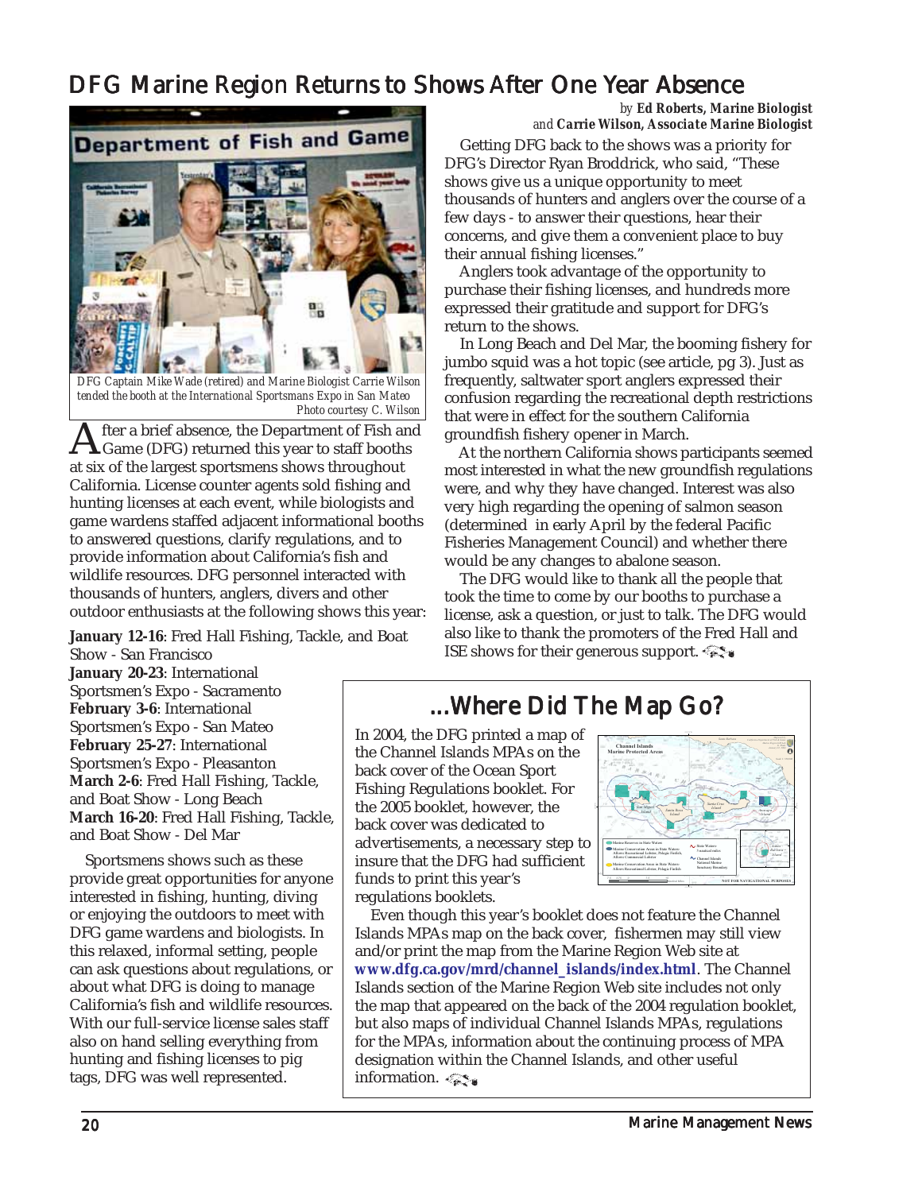# DFG Marine Region Returns to Shows After One Year Absence

DFG Captain Mike Wade (retired) and Marine Biologist Carrie Wilson tended the booth at the International Sportsmans Expo in San Mateo
Photo courtesy C. Wilson

by **Ed Roberts, Marine Biologist**
and **Carrie Wilson, Associate Marine Biologist**

After a brief absence, the Department of Fish and Game (DFG) returned this year to staff booths at six of the largest sportsmens shows throughout California. License counter agents sold fishing and hunting licenses at each event, while biologists and game wardens staffed adjacent informational booths to answered questions, clarify regulations, and to provide information about California's fish and wildlife resources. DFG personnel interacted with thousands of hunters, anglers, divers and other outdoor enthusiasts at the following shows this year:

**January 12-16**: Fred Hall Fishing, Tackle, and Boat Show - San Francisco
**January 20-23**: International Sportsmen's Expo - Sacramento
**February 3-6**: International Sportsmen's Expo - San Mateo
**February 25-27**: International Sportsmen's Expo - Pleasanton
**March 2-6**: Fred Hall Fishing, Tackle, and Boat Show - Long Beach
**March 16-20**: Fred Hall Fishing, Tackle, and Boat Show - Del Mar

Sportsmens shows such as these provide great opportunities for anyone interested in fishing, hunting, diving or enjoying the outdoors to meet with DFG game wardens and biologists. In this relaxed, informal setting, people can ask questions about regulations, or about what DFG is doing to manage California's fish and wildlife resources. With our full-service license sales staff also on hand selling everything from hunting and fishing licenses to pig tags, DFG was well represented.

Getting DFG back to the shows was a priority for DFG's Director Ryan Broddrick, who said, "These shows give us a unique opportunity to meet thousands of hunters and anglers over the course of a few days - to answer their questions, hear their concerns, and give them a convenient place to buy their annual fishing licenses."

Anglers took advantage of the opportunity to purchase their fishing licenses, and hundreds more expressed their gratitude and support for DFG's return to the shows.

In Long Beach and Del Mar, the booming fishery for jumbo squid was a hot topic (see article, pg 3). Just as frequently, saltwater sport anglers expressed their confusion regarding the recreational depth restrictions that were in effect for the southern California groundfish fishery opener in March.

At the northern California shows participants seemed most interested in what the new groundfish regulations were, and why they have changed. Interest was also very high regarding the opening of salmon season (determined in early April by the federal Pacific Fisheries Management Council) and whether there would be any changes to abalone season.

The DFG would like to thank all the people that took the time to come by our booths to purchase a license, ask a question, or just to talk. The DFG would also like to thank the promoters of the Fred Hall and ISE shows for their generous support.

## ...Where Did The Map Go?

In 2004, the DFG printed a map of the Channel Islands MPAs on the back cover of the Ocean Sport Fishing Regulations booklet. For the 2005 booklet, however, the back cover was dedicated to advertisements, a necessary step to insure that the DFG had sufficient funds to print this year's regulations booklets.

Even though this year's booklet does not feature the Channel Islands MPAs map on the back cover, fishermen may still view and/or print the map from the Marine Region Web site at **www.dfg.ca.gov/mrd/channel_islands/index.html**. The Channel Islands section of the Marine Region Web site includes not only the map that appeared on the back of the 2004 regulation booklet, but also maps of individual Channel Islands MPAs, regulations for the MPAs, information about the continuing process of MPA designation within the Channel Islands, and other useful information.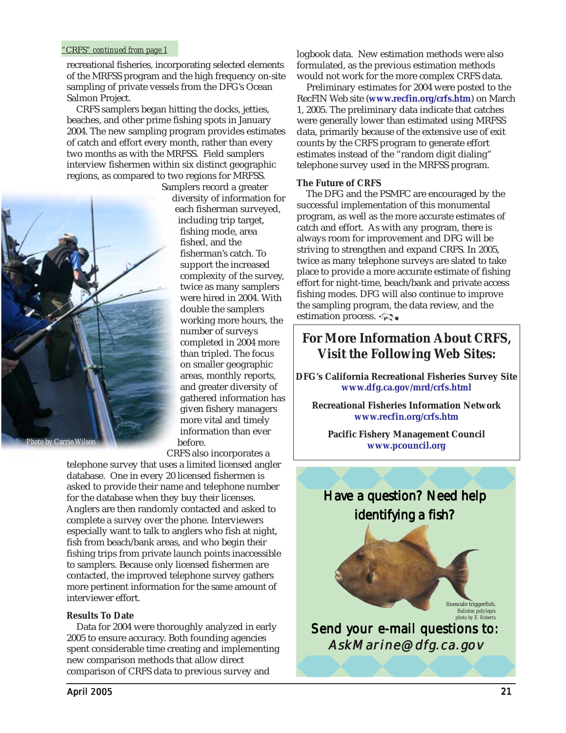*"CRFS" continued from page 1*

recreational fisheries, incorporating selected elements of the MRFSS program and the high frequency on-site sampling of private vessels from the DFG's Ocean Salmon Project.

CRFS samplers began hitting the docks, jetties, beaches, and other prime fishing spots in January 2004. The new sampling program provides estimates of catch and effort every month, rather than every two months as with the MRFSS. Field samplers interview fishermen within six distinct geographic regions, as compared to two regions for MRFSS. Samplers record a greater diversity of information for each fisherman surveyed, including trip target, fishing mode, area fished, and the fisherman's catch. To support the increased complexity of the survey, twice as many samplers were hired in 2004. With double the samplers working more hours, the number of surveys completed in 2004 more than tripled. The focus on smaller geographic areas, monthly reports, and greater diversity of gathered information has given fishery managers more vital and timely information than ever before.

Photo by Carrie Wilson

CRFS also incorporates a telephone survey that uses a limited licensed angler database. One in every 20 licensed fishermen is asked to provide their name and telephone number for the database when they buy their licenses. Anglers are then randomly contacted and asked to complete a survey over the phone. Interviewers especially want to talk to anglers who fish at night, fish from beach/bank areas, and who begin their fishing trips from private launch points inaccessible to samplers. Because only licensed fishermen are contacted, the improved telephone survey gathers more pertinent information for the same amount of interviewer effort.

### Results To Date

Data for 2004 were thoroughly analyzed in early 2005 to ensure accuracy. Both founding agencies spent considerable time creating and implementing new comparison methods that allow direct comparison of CRFS data to previous survey and logbook data. New estimation methods were also formulated, as the previous estimation methods would not work for the more complex CRFS data.

Preliminary estimates for 2004 were posted to the RecFIN Web site (**www.recfin.org/crfs.htm**) on March 1, 2005. The preliminary data indicate that catches were generally lower than estimated using MRFSS data, primarily because of the extensive use of exit counts by the CRFS program to generate effort estimates instead of the "random digit dialing" telephone survey used in the MRFSS program.

### The Future of CRFS

The DFG and the PSMFC are encouraged by the successful implementation of this monumental program, as well as the more accurate estimates of catch and effort. As with any program, there is always room for improvement and DFG will be striving to strengthen and expand CRFS. In 2005, twice as many telephone surveys are slated to take place to provide a more accurate estimate of fishing effort for night-time, beach/bank and private access fishing modes. DFG will also continue to improve the sampling program, the data review, and the estimation process.

## For More Information About CRFS, Visit the Following Web Sites:

**DFG's California Recreational Fisheries Survey Site**
**www.dfg.ca.gov/mrd/crfs.html**

**Recreational Fisheries Information Network**
**www.recfin.org/crfs.htm**

**Pacific Fishery Management Council**
**www.pcouncil.org**

Have a question? Need help identifying a fish?

finescale triggerfish, *Balistes polylepis*
photo by E. Roberts

Send your e-mail questions to:
*AskMarine@dfg.ca.gov*

April 2005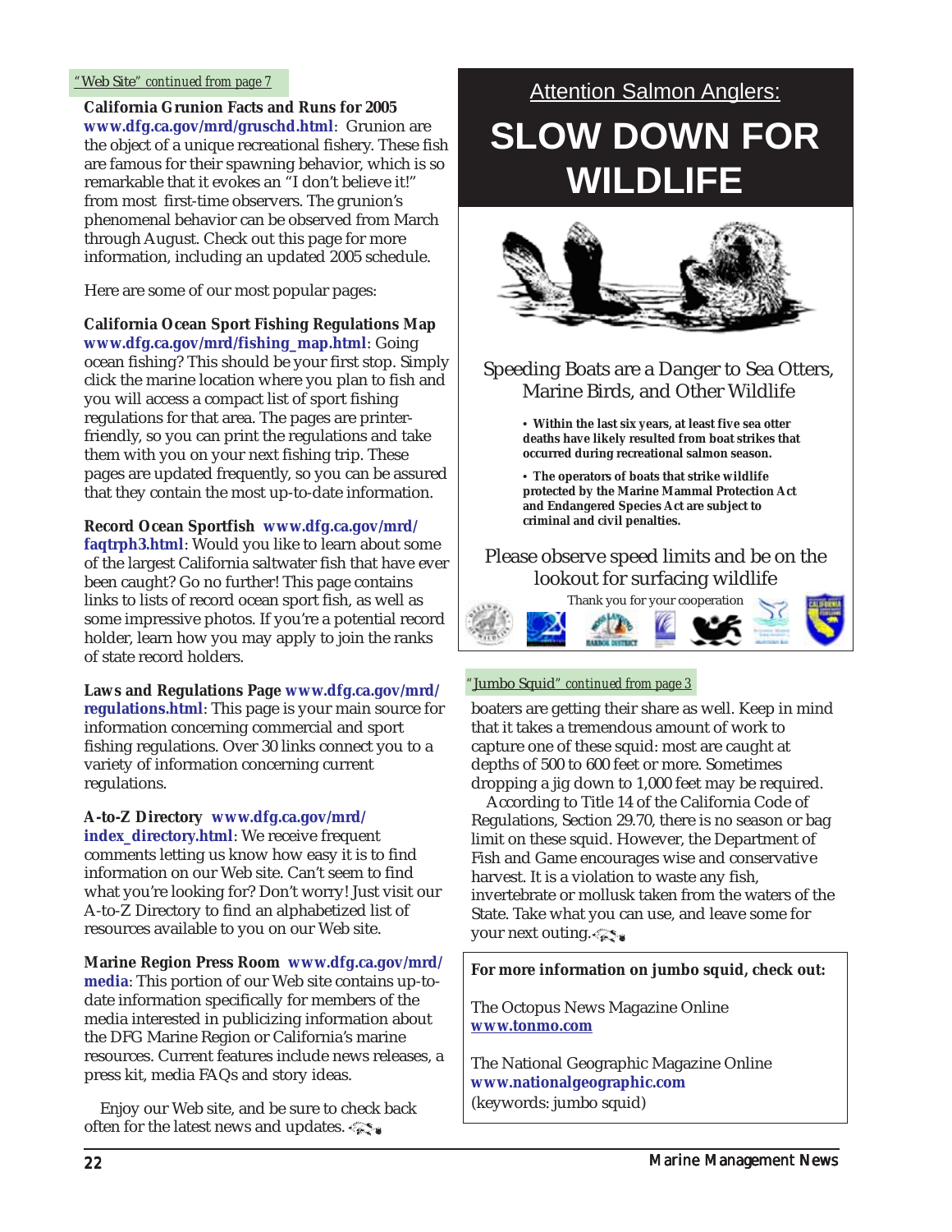*"Web Site" continued from page 7*

**California Grunion Facts and Runs for 2005**
**www.dfg.ca.gov/mrd/gruschd.html**: Grunion are the object of a unique recreational fishery. These fish are famous for their spawning behavior, which is so remarkable that it evokes an "I don't believe it!" from most first-time observers. The grunion's phenomenal behavior can be observed from March through August. Check out this page for more information, including an updated 2005 schedule.

Here are some of our most popular pages:

**California Ocean Sport Fishing Regulations Map**
**www.dfg.ca.gov/mrd/fishing_map.html**: Going ocean fishing? This should be your first stop. Simply click the marine location where you plan to fish and you will access a compact list of sport fishing regulations for that area. The pages are printer-friendly, so you can print the regulations and take them with you on your next fishing trip. These pages are updated frequently, so you can be assured that they contain the most up-to-date information.

**Record Ocean Sportfish www.dfg.ca.gov/mrd/faqtrph3.html**: Would you like to learn about some of the largest California saltwater fish that have ever been caught? Go no further! This page contains links to lists of record ocean sport fish, as well as some impressive photos. If you're a potential record holder, learn how you may apply to join the ranks of state record holders.

**Laws and Regulations Page www.dfg.ca.gov/mrd/regulations.html**: This page is your main source for information concerning commercial and sport fishing regulations. Over 30 links connect you to a variety of information concerning current regulations.

**A-to-Z Directory www.dfg.ca.gov/mrd/index_directory.html**: We receive frequent comments letting us know how easy it is to find information on our Web site. Can't seem to find what you're looking for? Don't worry! Just visit our A-to-Z Directory to find an alphabetized list of resources available to you on our Web site.

**Marine Region Press Room www.dfg.ca.gov/mrd/media**: This portion of our Web site contains up-to-date information specifically for members of the media interested in publicizing information about the DFG Marine Region or California's marine resources. Current features include news releases, a press kit, media FAQs and story ideas.

Enjoy our Web site, and be sure to check back often for the latest news and updates.

---

Attention Salmon Anglers:

# SLOW DOWN FOR WILDLIFE

Speeding Boats are a Danger to Sea Otters, Marine Birds, and Other Wildlife

- **Within the last six years, at least five sea otter deaths have likely resulted from boat strikes that occurred during recreational salmon season.**
- **The operators of boats that strike wildlife protected by the Marine Mammal Protection Act and Endangered Species Act are subject to criminal and civil penalties.**

Please observe speed limits and be on the lookout for surfacing wildlife

Thank you for your cooperation

---

*"Jumbo Squid" continued from page 3*

boaters are getting their share as well. Keep in mind that it takes a tremendous amount of work to capture one of these squid: most are caught at depths of 500 to 600 feet or more. Sometimes dropping a jig down to 1,000 feet may be required.

According to Title 14 of the California Code of Regulations, Section 29.70, there is no season or bag limit on these squid. However, the Department of Fish and Game encourages wise and conservative harvest. It is a violation to waste any fish, invertebrate or mollusk taken from the waters of the State. Take what you can use, and leave some for your next outing.

**For more information on jumbo squid, check out:**

The Octopus News Magazine Online
**www.tonmo.com**

The National Geographic Magazine Online
**www.nationalgeographic.com**
(keywords: jumbo squid)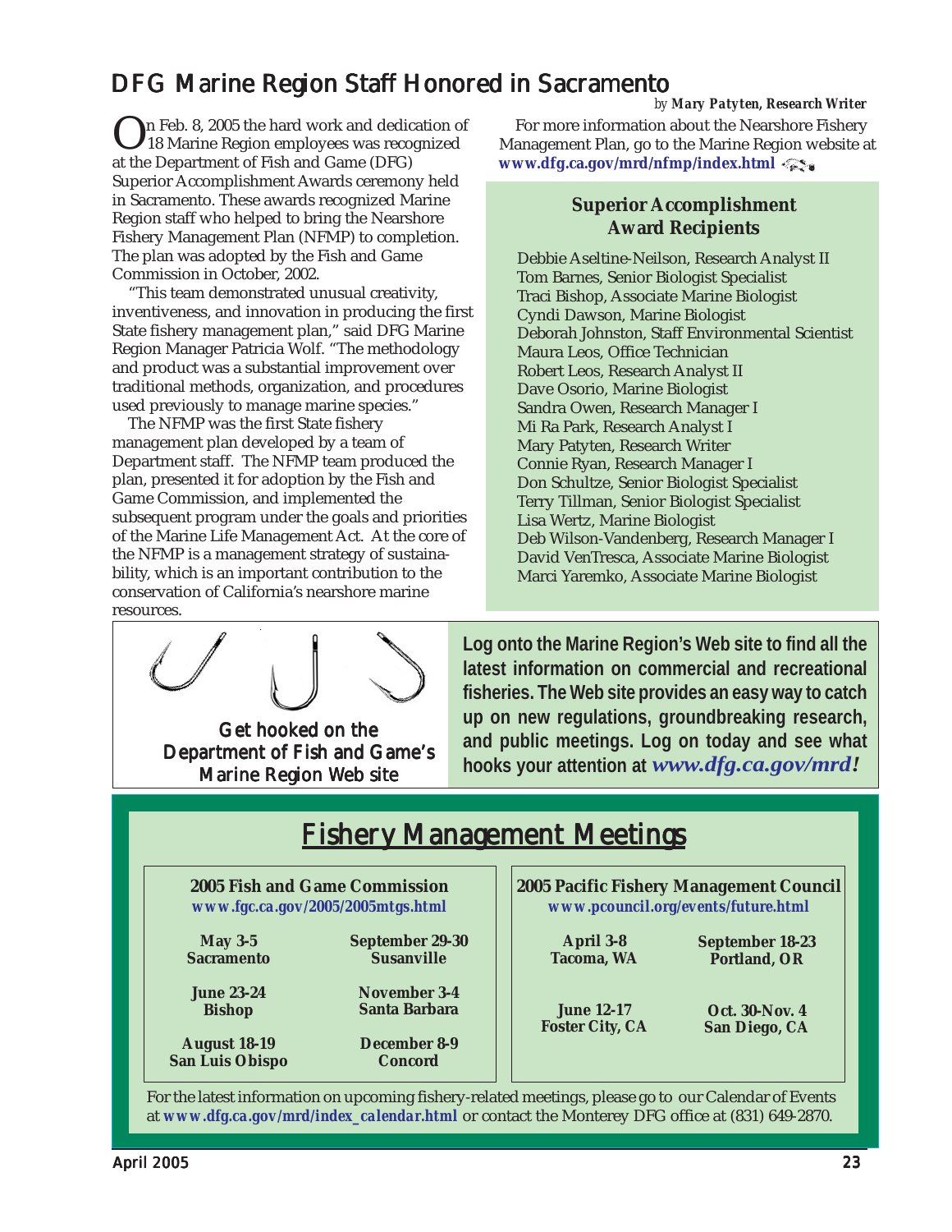# DFG Marine Region Staff Honored in Sacramento

*by **Mary Patyten, Research Writer***

On Feb. 8, 2005 the hard work and dedication of 18 Marine Region employees was recognized at the Department of Fish and Game (DFG) Superior Accomplishment Awards ceremony held in Sacramento. These awards recognized Marine Region staff who helped to bring the Nearshore Fishery Management Plan (NFMP) to completion. The plan was adopted by the Fish and Game Commission in October, 2002.

"This team demonstrated unusual creativity, inventiveness, and innovation in producing the first State fishery management plan," said DFG Marine Region Manager Patricia Wolf. "The methodology and product was a substantial improvement over traditional methods, organization, and procedures used previously to manage marine species."

The NFMP was the first State fishery management plan developed by a team of Department staff. The NFMP team produced the plan, presented it for adoption by the Fish and Game Commission, and implemented the subsequent program under the goals and priorities of the Marine Life Management Act. At the core of the NFMP is a management strategy of sustainability, which is an important contribution to the conservation of California's nearshore marine resources.

For more information about the Nearshore Fishery Management Plan, go to the Marine Region website at **www.dfg.ca.gov/mrd/nfmp/index.html**

### Superior Accomplishment Award Recipients

Debbie Aseltine-Neilson, Research Analyst II
Tom Barnes, Senior Biologist Specialist
Traci Bishop, Associate Marine Biologist
Cyndi Dawson, Marine Biologist
Deborah Johnston, Staff Environmental Scientist
Maura Leos, Office Technician
Robert Leos, Research Analyst II
Dave Osorio, Marine Biologist
Sandra Owen, Research Manager I
Mi Ra Park, Research Analyst I
Mary Patyten, Research Writer
Connie Ryan, Research Manager I
Don Schultze, Senior Biologist Specialist
Terry Tillman, Senior Biologist Specialist
Lisa Wertz, Marine Biologist
Deb Wilson-Vandenberg, Research Manager I
David VenTresca, Associate Marine Biologist
Marci Yaremko, Associate Marine Biologist

Get hooked on the Department of Fish and Game's Marine Region Web site

**Log onto the Marine Region's Web site to find all the latest information on commercial and recreational fisheries. The Web site provides an easy way to catch up on new regulations, groundbreaking research, and public meetings. Log on today and see what hooks your attention at *www.dfg.ca.gov/mrd!***

## Fishery Management Meetings

**2005 Fish and Game Commission**
***www.fgc.ca.gov/2005/2005mtgs.html***

| Date | Location |
|---|---|
| May 3-5 | Sacramento |
| June 23-24 | Bishop |
| August 18-19 | San Luis Obispo |
| September 29-30 | Susanville |
| November 3-4 | Santa Barbara |
| December 8-9 | Concord |

**2005 Pacific Fishery Management Council**
***www.pcouncil.org/events/future.html***

| Date | Location |
|---|---|
| April 3-8 | Tacoma, WA |
| June 12-17 | Foster City, CA |
| September 18-23 | Portland, OR |
| Oct. 30-Nov. 4 | San Diego, CA |

For the latest information on upcoming fishery-related meetings, please go to our Calendar of Events at **www.dfg.ca.gov/mrd/index_calendar.html** or contact the Monterey DFG office at (831) 649-2870.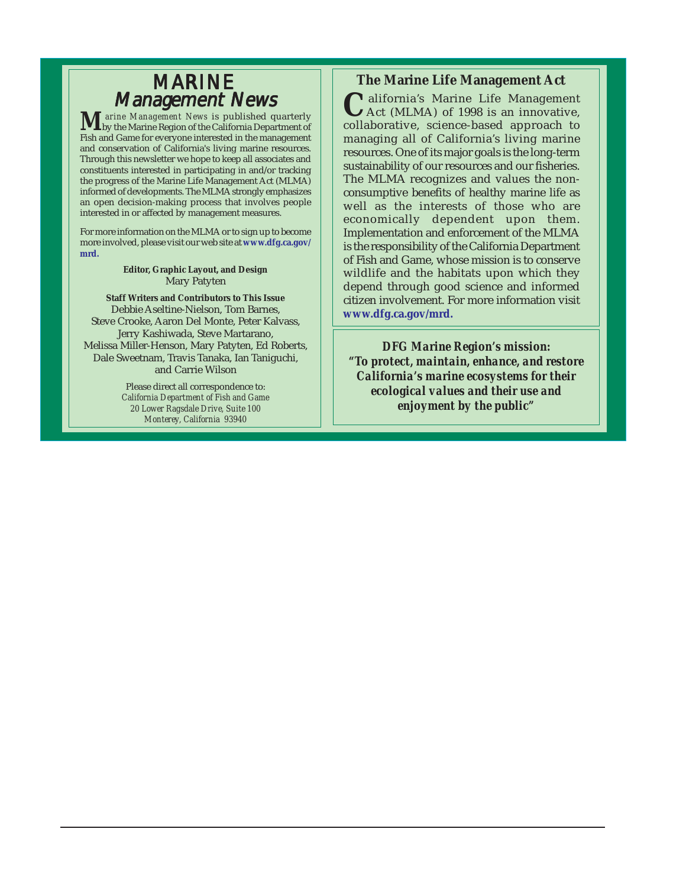# MARINE *Management News*

*Marine Management News* is published quarterly by the Marine Region of the California Department of Fish and Game for everyone interested in the management and conservation of California's living marine resources. Through this newsletter we hope to keep all associates and constituents interested in participating in and/or tracking the progress of the Marine Life Management Act (MLMA) informed of developments. The MLMA strongly emphasizes an open decision-making process that involves people interested in or affected by management measures.

For more information on the MLMA or to sign up to become more involved, please visit our web site at **www.dfg.ca.gov/mrd.**

**Editor, Graphic Layout, and Design**
Mary Patyten

**Staff Writers and Contributors to This Issue**
Debbie Aseltine-Nielson, Tom Barnes, Steve Crooke, Aaron Del Monte, Peter Kalvass, Jerry Kashiwada, Steve Martarano, Melissa Miller-Henson, Mary Patyten, Ed Roberts, Dale Sweetnam, Travis Tanaka, Ian Taniguchi, and Carrie Wilson

Please direct all correspondence to:
*California Department of Fish and Game*
*20 Lower Ragsdale Drive, Suite 100*
*Monterey, California 93940*

## The Marine Life Management Act

California's Marine Life Management Act (MLMA) of 1998 is an innovative, collaborative, science-based approach to managing all of California's living marine resources. One of its major goals is the long-term sustainability of our resources and our fisheries. The MLMA recognizes and values the non-consumptive benefits of healthy marine life as well as the interests of those who are economically dependent upon them. Implementation and enforcement of the MLMA is the responsibility of the California Department of Fish and Game, whose mission is to conserve wildlife and the habitats upon which they depend through good science and informed citizen involvement. For more information visit **www.dfg.ca.gov/mrd.**

***DFG Marine Region's mission:***
***"To protect, maintain, enhance, and restore California's marine ecosystems for their ecological values and their use and enjoyment by the public"***